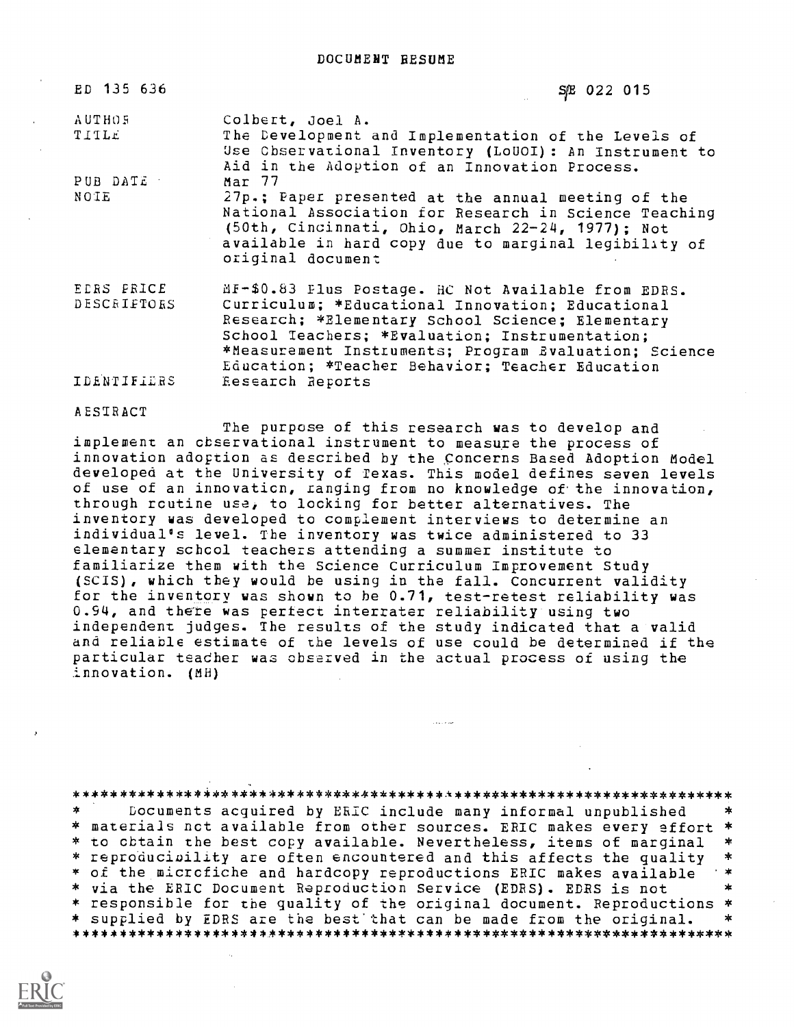# DOCUMENT RESUME

ED 135 636 SE 022 015

| | |
|---|---|
| AUTHOR | Colbert, Joel A. |
| TITLE | The Development and Implementation of the Levels of Use Observational Inventory (LoUOI): An Instrument to Aid in the Adoption of an Innovation Process. |
| PUB DATE | Mar 77 |
| NOTE | 27p.; Paper presented at the annual meeting of the National Association for Research in Science Teaching (50th, Cincinnati, Ohio, March 22-24, 1977); Not available in hard copy due to marginal legibility of original document |
| EDRS PRICE | MF-$0.83 Plus Postage. HC Not Available from EDRS. |
| DESCRIPTORS | Curriculum; *Educational Innovation; Educational Research; *Elementary School Science; Elementary School Teachers; *Evaluation; Instrumentation; *Measurement Instruments; Program Evaluation; Science Education; *Teacher Behavior; Teacher Education |
| IDENTIFIERS | Research Reports |

ABSTRACT

The purpose of this research was to develop and implement an observational instrument to measure the process of innovation adoption as described by the Concerns Based Adoption Model developed at the University of Texas. This model defines seven levels of use of an innovation, ranging from no knowledge of the innovation, through routine use, to looking for better alternatives. The inventory was developed to complement interviews to determine an individual's level. The inventory was twice administered to 33 elementary school teachers attending a summer institute to familiarize them with the Science Curriculum Improvement Study (SCIS), which they would be using in the fall. Concurrent validity for the inventory was shown to be 0.71, test-retest reliability was 0.94, and there was perfect interrater reliability using two independent judges. The results of the study indicated that a valid and reliable estimate of the levels of use could be determined if the particular teacher was observed in the actual process of using the innovation. (MH)

***********************************************************************
* Documents acquired by ERIC include many informal unpublished *
* materials not available from other sources. ERIC makes every effort *
* to obtain the best copy available. Nevertheless, items of marginal *
* reproducibility are often encountered and this affects the quality *
* of the microfiche and hardcopy reproductions ERIC makes available *
* via the ERIC Document Reproduction Service (EDRS). EDRS is not *
* responsible for the quality of the original document. Reproductions *
* supplied by EDRS are the best that can be made from the original. *
***********************************************************************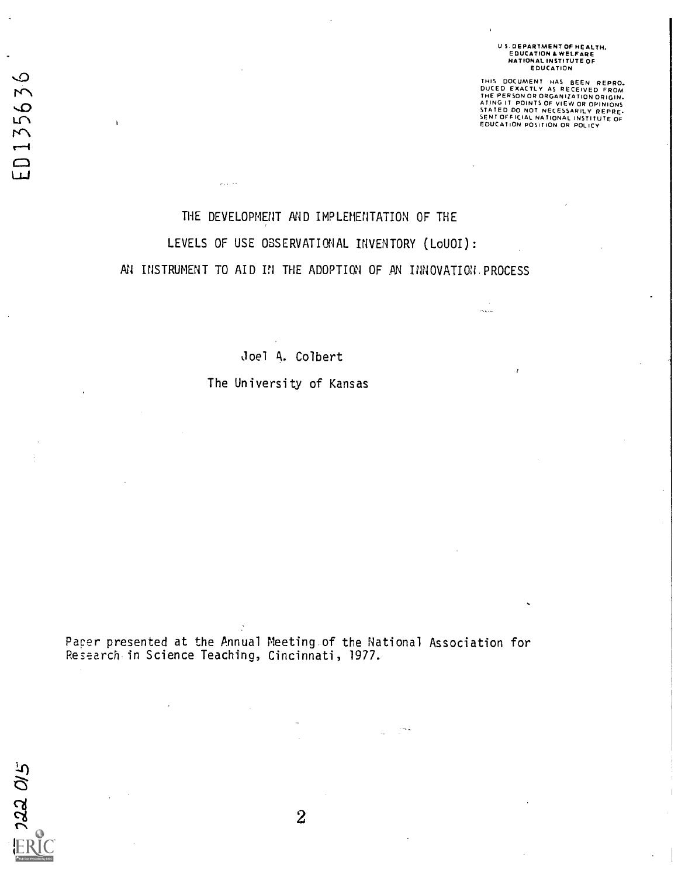U.S. DEPARTMENT OF HEALTH, EDUCATION & WELFARE NATIONAL INSTITUTE OF EDUCATION

THIS DOCUMENT HAS BEEN REPRODUCED EXACTLY AS RECEIVED FROM THE PERSON OR ORGANIZATION ORIGINATING IT. POINTS OF VIEW OR OPINIONS STATED DO NOT NECESSARILY REPRESENT OFFICIAL NATIONAL INSTITUTE OF EDUCATION POSITION OR POLICY

ED135636

# THE DEVELOPMENT AND IMPLEMENTATION OF THE LEVELS OF USE OBSERVATIONAL INVENTORY (LoUOI): AN INSTRUMENT TO AID IN THE ADOPTION OF AN INNOVATION PROCESS

Joel A. Colbert

The University of Kansas

Paper presented at the Annual Meeting of the National Association for Research in Science Teaching, Cincinnati, 1977.

SE 022 015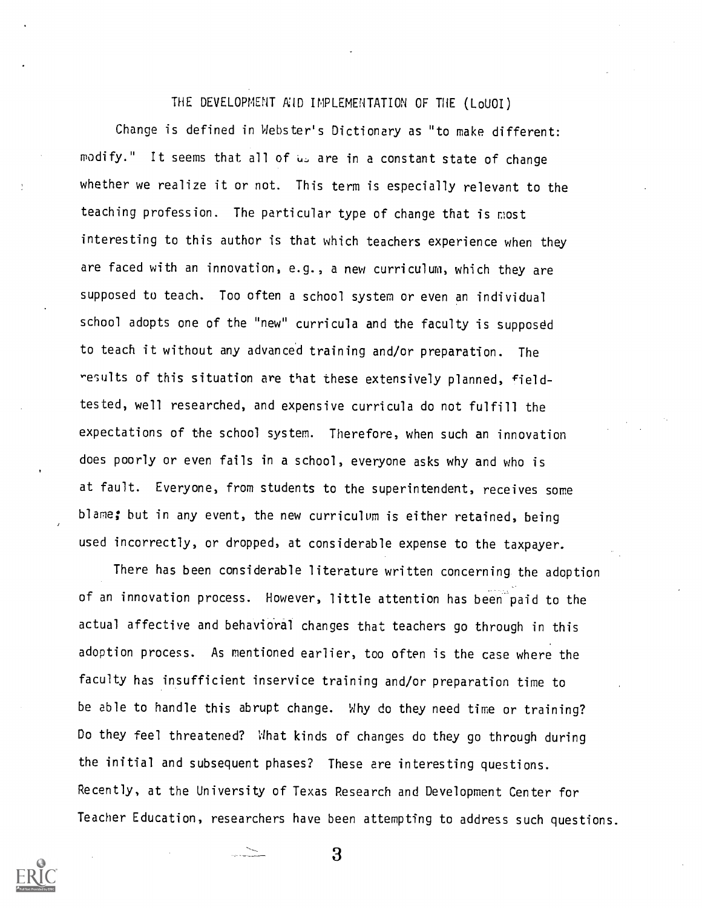# THE DEVELOPMENT AND IMPLEMENTATION OF THE (LoUOI)

Change is defined in Webster's Dictionary as "to make different: modify." It seems that all of us are in a constant state of change whether we realize it or not. This term is especially relevant to the teaching profession. The particular type of change that is most interesting to this author is that which teachers experience when they are faced with an innovation, e.g., a new curriculum, which they are supposed to teach. Too often a school system or even an individual school adopts one of the "new" curricula and the faculty is supposed to teach it without any advanced training and/or preparation. The results of this situation are that these extensively planned, field-tested, well researched, and expensive curricula do not fulfill the expectations of the school system. Therefore, when such an innovation does poorly or even fails in a school, everyone asks why and who is at fault. Everyone, from students to the superintendent, receives some blame; but in any event, the new curriculum is either retained, being used incorrectly, or dropped, at considerable expense to the taxpayer.

There has been considerable literature written concerning the adoption of an innovation process. However, little attention has been paid to the actual affective and behavioral changes that teachers go through in this adoption process. As mentioned earlier, too often is the case where the faculty has insufficient inservice training and/or preparation time to be able to handle this abrupt change. Why do they need time or training? Do they feel threatened? What kinds of changes do they go through during the initial and subsequent phases? These are interesting questions. Recently, at the University of Texas Research and Development Center for Teacher Education, researchers have been attempting to address such questions.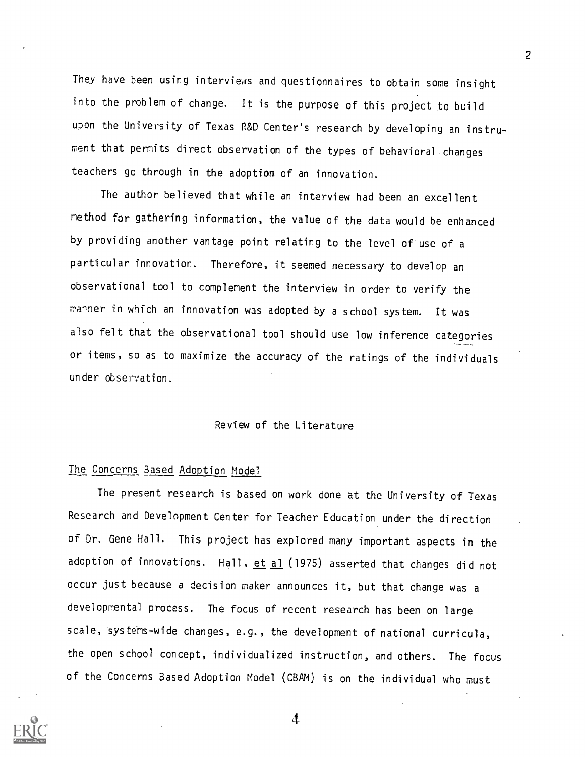They have been using interviews and questionnaires to obtain some insight into the problem of change. It is the purpose of this project to build upon the University of Texas R&D Center's research by developing an instrument that permits direct observation of the types of behavioral changes teachers go through in the adoption of an innovation.

The author believed that while an interview had been an excellent method for gathering information, the value of the data would be enhanced by providing another vantage point relating to the level of use of a particular innovation. Therefore, it seemed necessary to develop an observational tool to complement the interview in order to verify the manner in which an innovation was adopted by a school system. It was also felt that the observational tool should use low inference categories or items, so as to maximize the accuracy of the ratings of the individuals under observation.

## Review of the Literature

### The Concerns Based Adoption Model

The present research is based on work done at the University of Texas Research and Development Center for Teacher Education under the direction of Dr. Gene Hall. This project has explored many important aspects in the adoption of innovations. Hall, et al (1975) asserted that changes did not occur just because a decision maker announces it, but that change was a developmental process. The focus of recent research has been on large scale, systems-wide changes, e.g., the development of national curricula, the open school concept, individualized instruction, and others. The focus of the Concerns Based Adoption Model (CBAM) is on the individual who must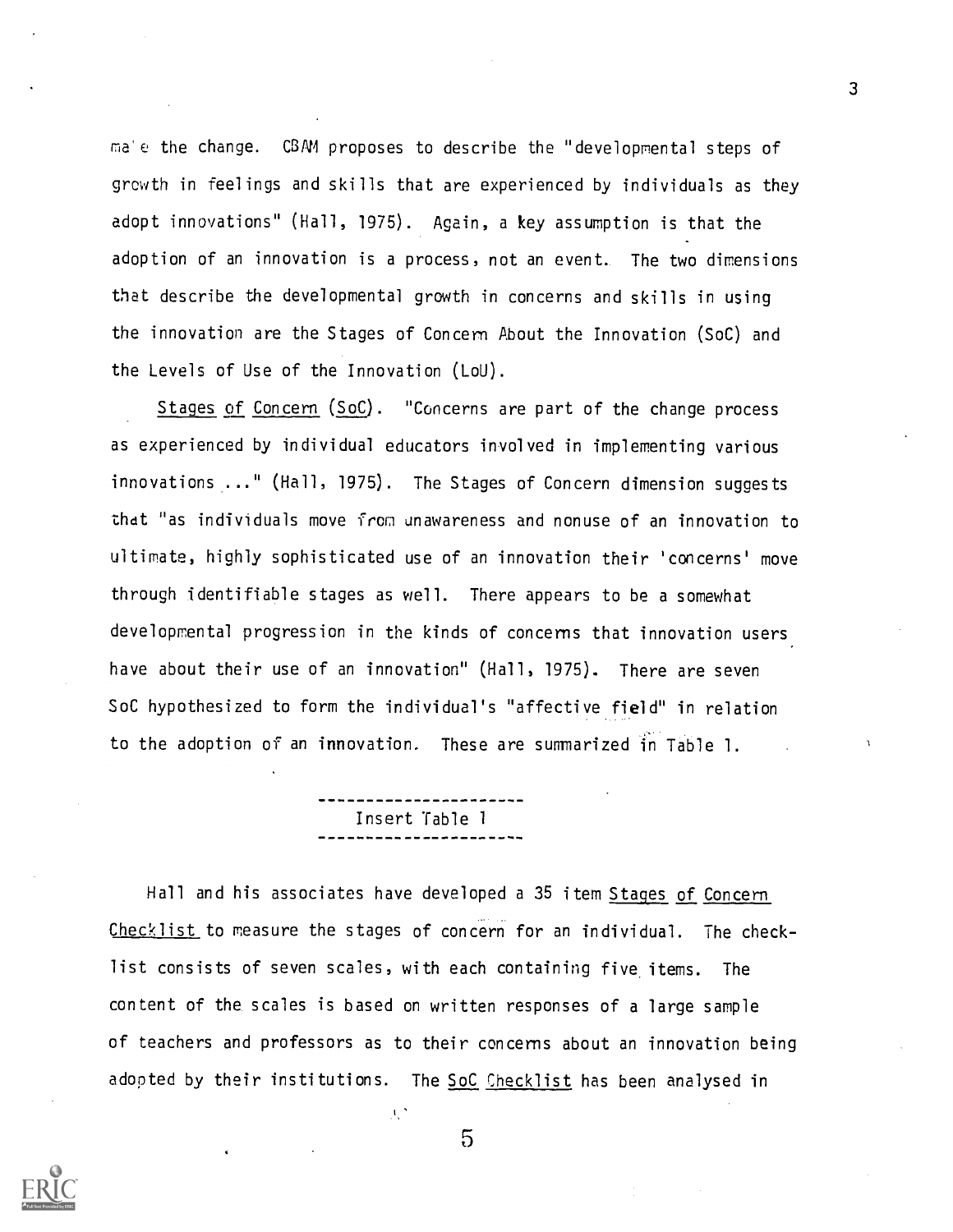make the change. CBAM proposes to describe the "developmental steps of growth in feelings and skills that are experienced by individuals as they adopt innovations" (Hall, 1975). Again, a key assumption is that the adoption of an innovation is a process, not an event. The two dimensions that describe the developmental growth in concerns and skills in using the innovation are the Stages of Concern About the Innovation (SoC) and the Levels of Use of the Innovation (LoU).

Stages of Concern (SoC). "Concerns are part of the change process as experienced by individual educators involved in implementing various innovations ..." (Hall, 1975). The Stages of Concern dimension suggests that "as individuals move from unawareness and nonuse of an innovation to ultimate, highly sophisticated use of an innovation their 'concerns' move through identifiable stages as well. There appears to be a somewhat developmental progression in the kinds of concerns that innovation users have about their use of an innovation" (Hall, 1975). There are seven SoC hypothesized to form the individual's "affective field" in relation to the adoption of an innovation. These are summarized in Table 1.

---

Insert Table 1

---

Hall and his associates have developed a 35 item Stages of Concern Checklist to measure the stages of concern for an individual. The checklist consists of seven scales, with each containing five items. The content of the scales is based on written responses of a large sample of teachers and professors as to their concerns about an innovation being adopted by their institutions. The SoC Checklist has been analysed in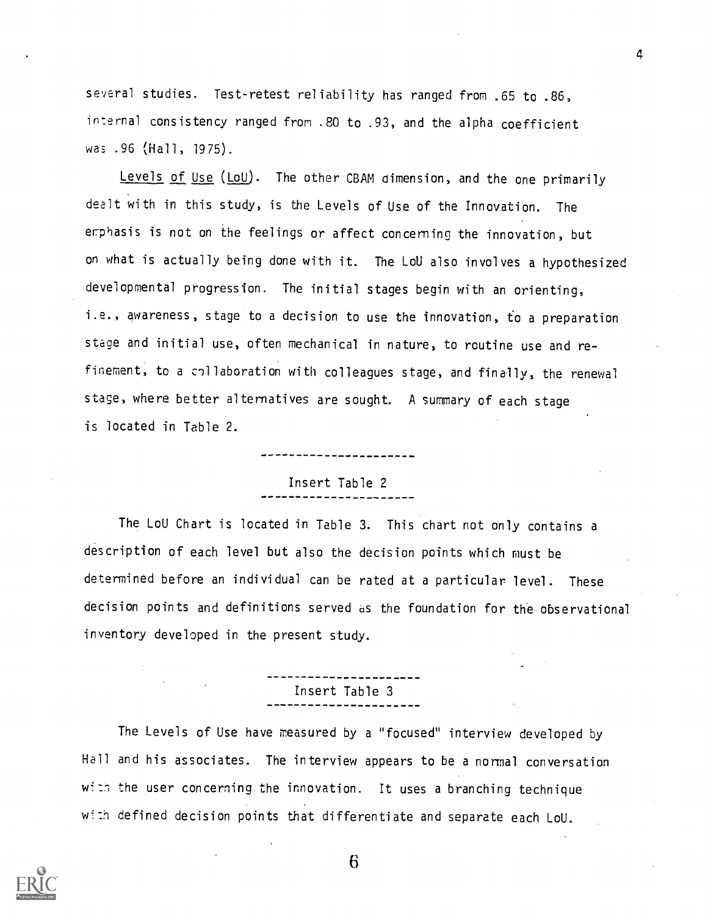several studies. Test-retest reliability has ranged from .65 to .86, internal consistency ranged from .80 to .93, and the alpha coefficient was .96 (Hall, 1975).

Levels of Use (LoU). The other CBAM dimension, and the one primarily dealt with in this study, is the Levels of Use of the Innovation. The emphasis is not on the feelings or affect concerning the innovation, but on what is actually being done with it. The LoU also involves a hypothesized developmental progression. The initial stages begin with an orienting, i.e., awareness, stage to a decision to use the innovation, to a preparation stage and initial use, often mechanical in nature, to routine use and refinement, to a collaboration with colleagues stage, and finally, the renewal stage, where better alternatives are sought. A summary of each stage is located in Table 2.

---

Insert Table 2

---

The LoU Chart is located in Table 3. This chart not only contains a description of each level but also the decision points which must be determined before an individual can be rated at a particular level. These decision points and definitions served as the foundation for the observational inventory developed in the present study.

---

Insert Table 3

---

The Levels of Use have measured by a "focused" interview developed by Hall and his associates. The interview appears to be a normal conversation with the user concerning the innovation. It uses a branching technique with defined decision points that differentiate and separate each LoU.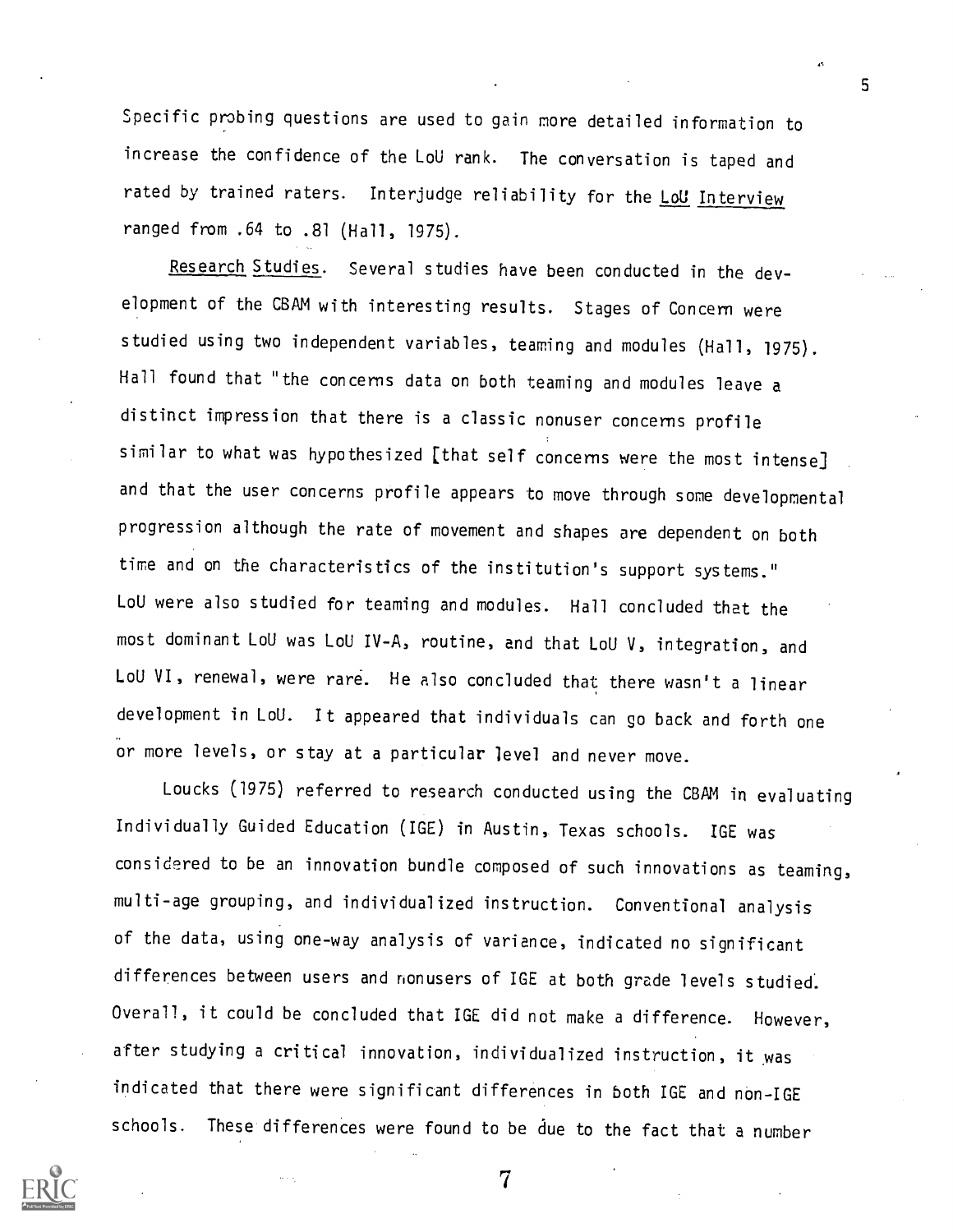Specific probing questions are used to gain more detailed information to increase the confidence of the LoU rank. The conversation is taped and rated by trained raters. Interjudge reliability for the LoU Interview ranged from .64 to .81 (Hall, 1975).

Research Studies. Several studies have been conducted in the development of the CBAM with interesting results. Stages of Concern were studied using two independent variables, teaming and modules (Hall, 1975). Hall found that "the concerns data on both teaming and modules leave a distinct impression that there is a classic nonuser concerns profile similar to what was hypothesized [that self concerns were the most intense] and that the user concerns profile appears to move through some developmental progression although the rate of movement and shapes are dependent on both time and on the characteristics of the institution's support systems." LoU were also studied for teaming and modules. Hall concluded that the most dominant LoU was LoU IV-A, routine, and that LoU V, integration, and LoU VI, renewal, were rare. He also concluded that there wasn't a linear development in LoU. It appeared that individuals can go back and forth one or more levels, or stay at a particular level and never move.

Loucks (1975) referred to research conducted using the CBAM in evaluating Individually Guided Education (IGE) in Austin, Texas schools. IGE was considered to be an innovation bundle composed of such innovations as teaming, multi-age grouping, and individualized instruction. Conventional analysis of the data, using one-way analysis of variance, indicated no significant differences between users and nonusers of IGE at both grade levels studied. Overall, it could be concluded that IGE did not make a difference. However, after studying a critical innovation, individualized instruction, it was indicated that there were significant differences in both IGE and non-IGE schools. These differences were found to be due to the fact that a number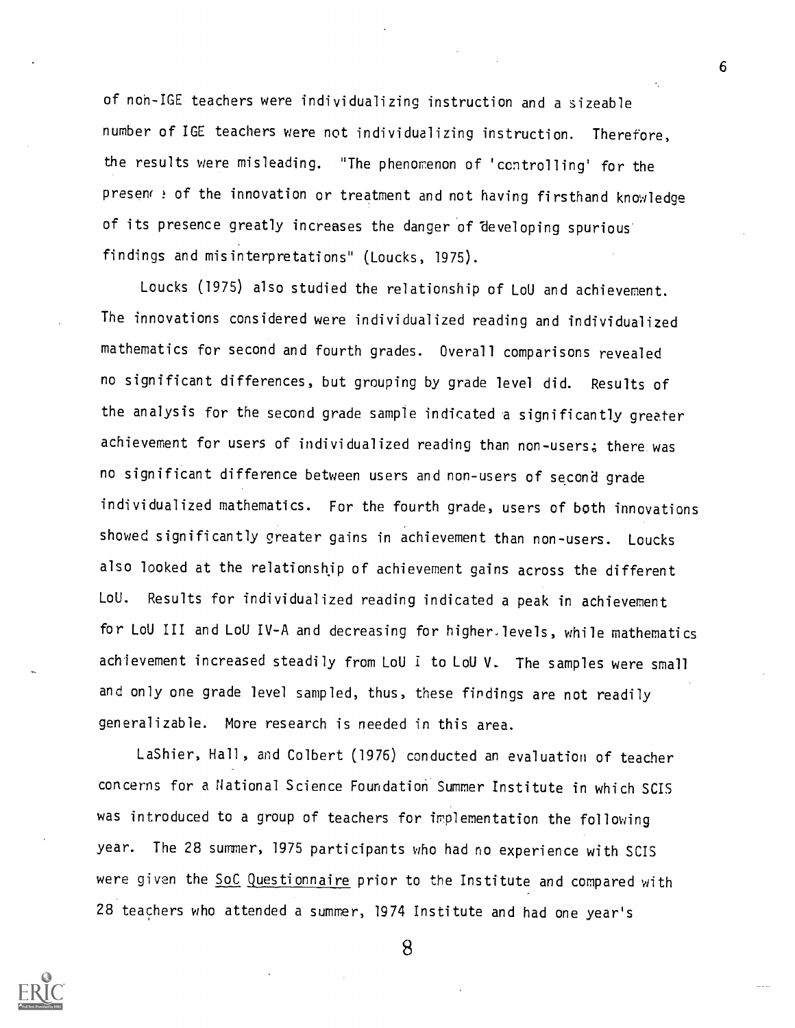of non-IGE teachers were individualizing instruction and a sizeable number of IGE teachers were not individualizing instruction. Therefore, the results were misleading. "The phenomenon of 'controlling' for the presence of the innovation or treatment and not having firsthand knowledge of its presence greatly increases the danger of developing spurious findings and misinterpretations" (Loucks, 1975).

Loucks (1975) also studied the relationship of LoU and achievement. The innovations considered were individualized reading and individualized mathematics for second and fourth grades. Overall comparisons revealed no significant differences, but grouping by grade level did. Results of the analysis for the second grade sample indicated a significantly greater achievement for users of individualized reading than non-users; there was no significant difference between users and non-users of second grade individualized mathematics. For the fourth grade, users of both innovations showed significantly greater gains in achievement than non-users. Loucks also looked at the relationship of achievement gains across the different LoU. Results for individualized reading indicated a peak in achievement for LoU III and LoU IV-A and decreasing for higher levels, while mathematics achievement increased steadily from LoU I to LoU V. The samples were small and only one grade level sampled, thus, these findings are not readily generalizable. More research is needed in this area.

LaShier, Hall, and Colbert (1976) conducted an evaluation of teacher concerns for a National Science Foundation Summer Institute in which SCIS was introduced to a group of teachers for implementation the following year. The 28 summer, 1975 participants who had no experience with SCIS were given the SoC Questionnaire prior to the Institute and compared with 28 teachers who attended a summer, 1974 Institute and had one year's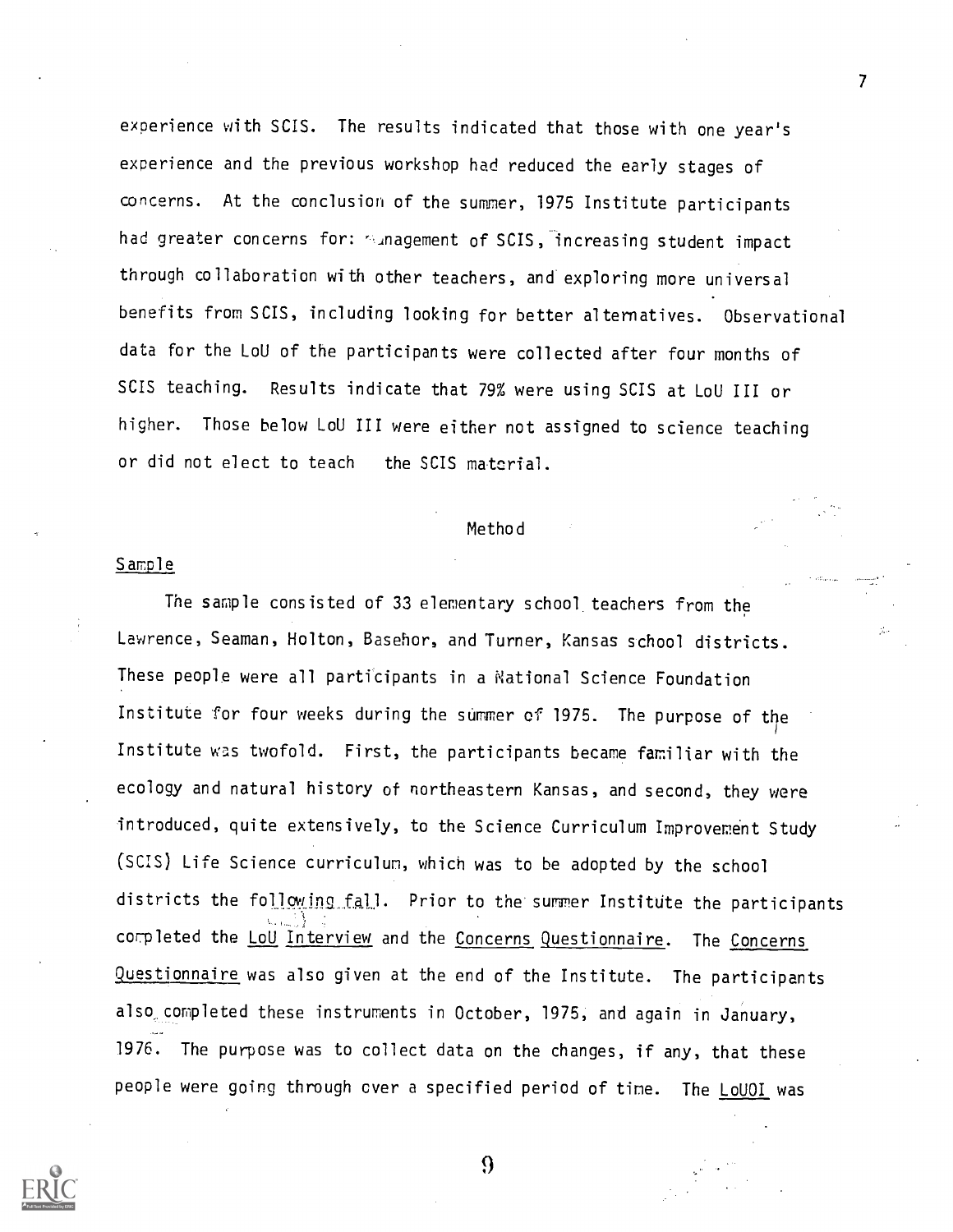experience with SCIS. The results indicated that those with one year's experience and the previous workshop had reduced the early stages of concerns. At the conclusion of the summer, 1975 Institute participants had greater concerns for: management of SCIS, increasing student impact through collaboration with other teachers, and exploring more universal benefits from SCIS, including looking for better alternatives. Observational data for the LoU of the participants were collected after four months of SCIS teaching. Results indicate that 79% were using SCIS at LoU III or higher. Those below LoU III were either not assigned to science teaching or did not elect to teach the SCIS material.

## Method

### Sample

The sample consisted of 33 elementary school teachers from the Lawrence, Seaman, Holton, Basehor, and Turner, Kansas school districts. These people were all participants in a National Science Foundation Institute for four weeks during the summer of 1975. The purpose of the Institute was twofold. First, the participants became familiar with the ecology and natural history of northeastern Kansas, and second, they were introduced, quite extensively, to the Science Curriculum Improvement Study (SCIS) Life Science curriculum, which was to be adopted by the school districts the following fall. Prior to the summer Institute the participants completed the LoU Interview and the Concerns Questionnaire. The Concerns Questionnaire was also given at the end of the Institute. The participants also completed these instruments in October, 1975, and again in January, 1976. The purpose was to collect data on the changes, if any, that these people were going through over a specified period of time. The LoUOI was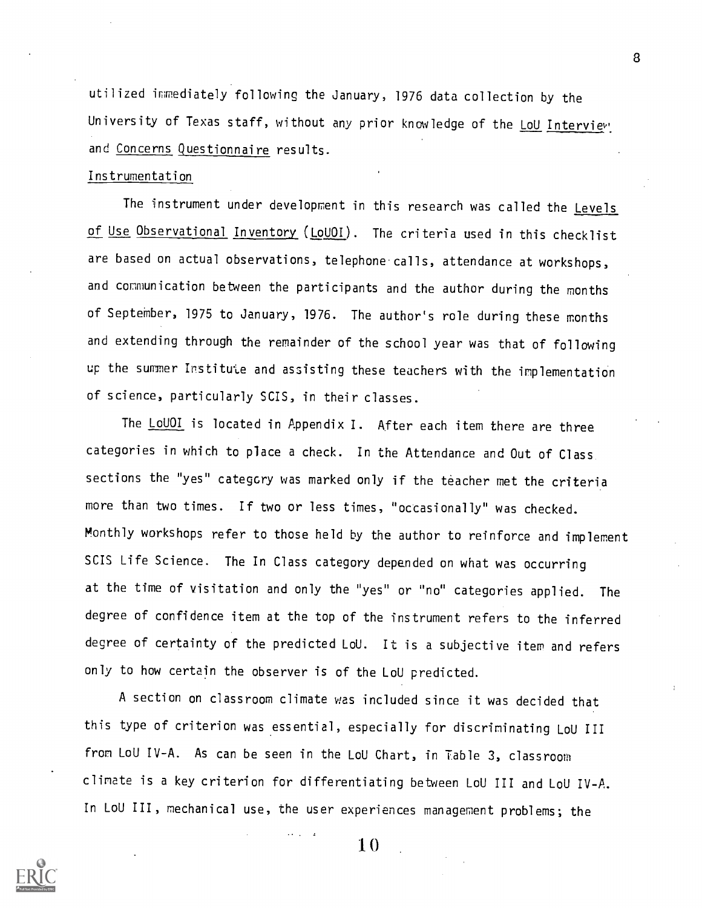utilized immediately following the January, 1976 data collection by the University of Texas staff, without any prior knowledge of the LoU Interview and Concerns Questionnaire results.

Instrumentation

The instrument under development in this research was called the Levels of Use Observational Inventory (LoUOI). The criteria used in this checklist are based on actual observations, telephone calls, attendance at workshops, and communication between the participants and the author during the months of September, 1975 to January, 1976. The author's role during these months and extending through the remainder of the school year was that of following up the summer Institute and assisting these teachers with the implementation of science, particularly SCIS, in their classes.

The LoUOI is located in Appendix I. After each item there are three categories in which to place a check. In the Attendance and Out of Class sections the "yes" category was marked only if the teacher met the criteria more than two times. If two or less times, "occasionally" was checked. Monthly workshops refer to those held by the author to reinforce and implement SCIS Life Science. The In Class category depended on what was occurring at the time of visitation and only the "yes" or "no" categories applied. The degree of confidence item at the top of the instrument refers to the inferred degree of certainty of the predicted LoU. It is a subjective item and refers only to how certain the observer is of the LoU predicted.

A section on classroom climate was included since it was decided that this type of criterion was essential, especially for discriminating LoU III from LoU IV-A. As can be seen in the LoU Chart, in Table 3, classroom climate is a key criterion for differentiating between LoU III and LoU IV-A. In LoU III, mechanical use, the user experiences management problems; the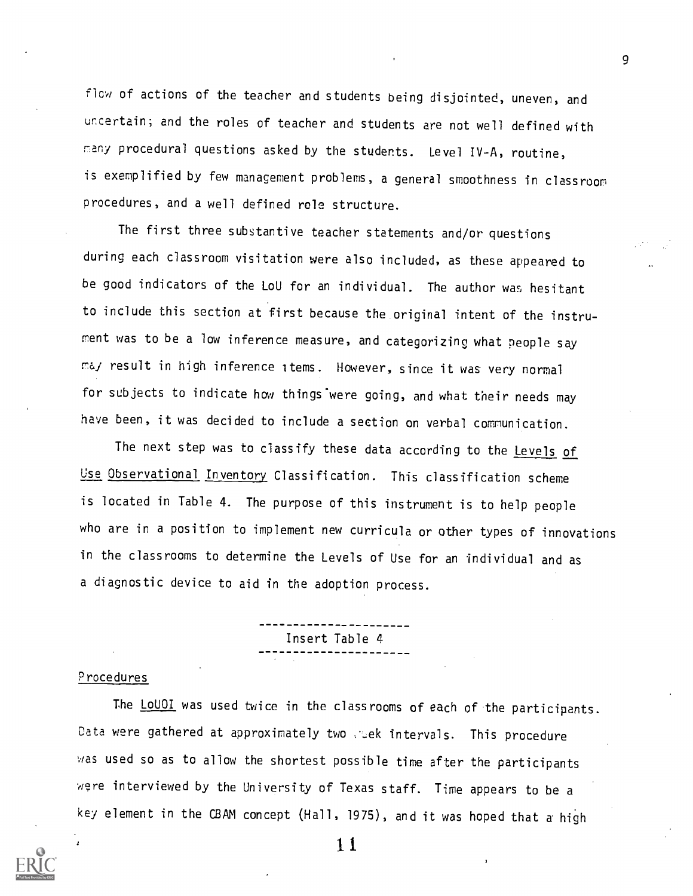flow of actions of the teacher and students being disjointed, uneven, and uncertain; and the roles of teacher and students are not well defined with many procedural questions asked by the students. Level IV-A, routine, is exemplified by few management problems, a general smoothness in classroom procedures, and a well defined role structure.

The first three substantive teacher statements and/or questions during each classroom visitation were also included, as these appeared to be good indicators of the LoU for an individual. The author was hesitant to include this section at first because the original intent of the instrument was to be a low inference measure, and categorizing what people say may result in high inference items. However, since it was very normal for subjects to indicate how things were going, and what their needs may have been, it was decided to include a section on verbal communication.

The next step was to classify these data according to the Levels of Use Observational Inventory Classification. This classification scheme is located in Table 4. The purpose of this instrument is to help people who are in a position to implement new curricula or other types of innovations in the classrooms to determine the Levels of Use for an individual and as a diagnostic device to aid in the adoption process.

---

Insert Table 4

---

## Procedures

The LoUOI was used twice in the classrooms of each of the participants. Data were gathered at approximately two week intervals. This procedure was used so as to allow the shortest possible time after the participants were interviewed by the University of Texas staff. Time appears to be a key element in the CBAM concept (Hall, 1975), and it was hoped that a high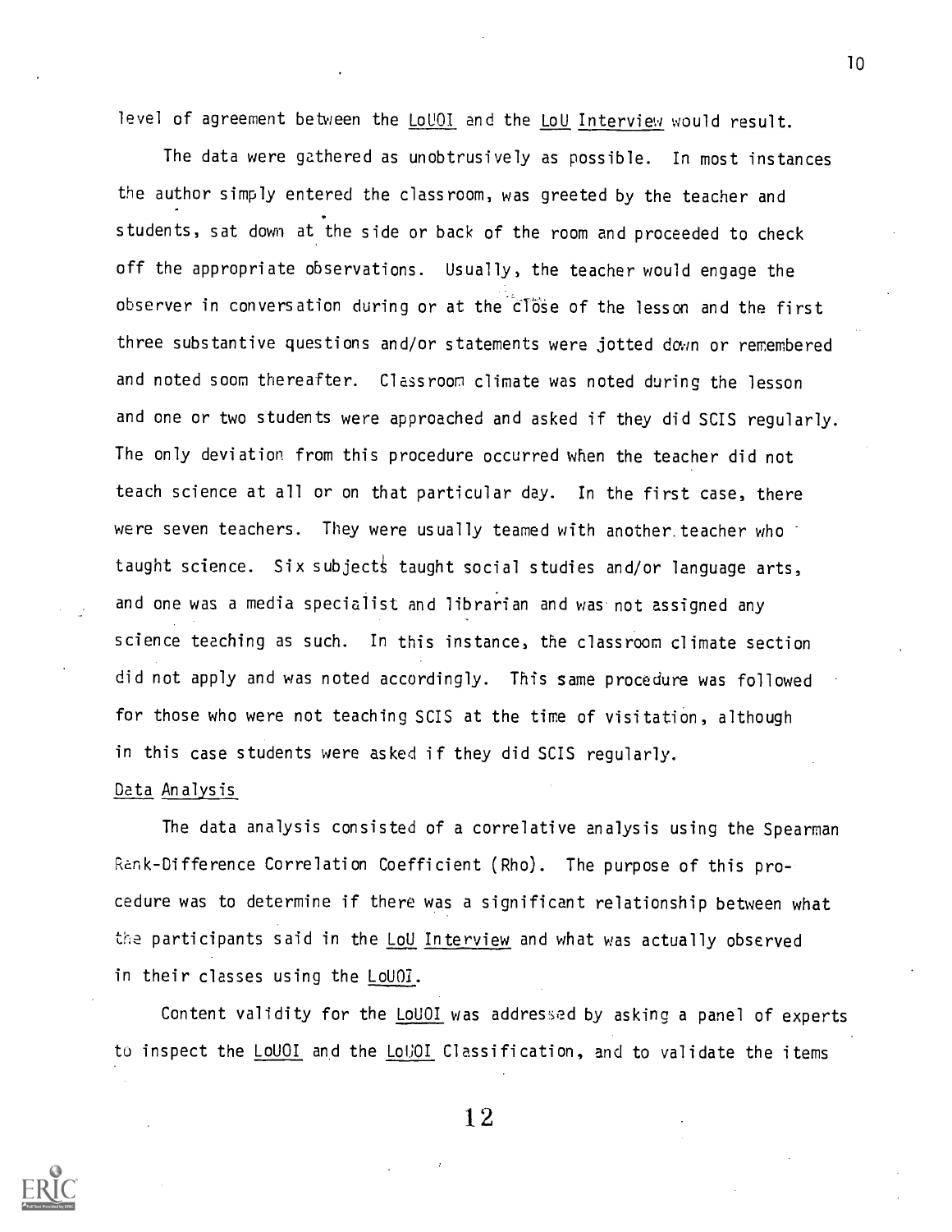level of agreement between the LoUOI and the LoU Interview would result.

The data were gathered as unobtrusively as possible. In most instances the author simply entered the classroom, was greeted by the teacher and students, sat down at the side or back of the room and proceeded to check off the appropriate observations. Usually, the teacher would engage the observer in conversation during or at the close of the lesson and the first three substantive questions and/or statements were jotted down or remembered and noted soom thereafter. Classroom climate was noted during the lesson and one or two students were approached and asked if they did SCIS regularly. The only deviation from this procedure occurred when the teacher did not teach science at all or on that particular day. In the first case, there were seven teachers. They were usually teamed with another teacher who taught science. Six subjects taught social studies and/or language arts, and one was a media specialist and librarian and was not assigned any science teaching as such. In this instance, the classroom climate section did not apply and was noted accordingly. This same procedure was followed for those who were not teaching SCIS at the time of visitation, although in this case students were asked if they did SCIS regularly.

## Data Analysis

The data analysis consisted of a correlative analysis using the Spearman Rank-Difference Correlation Coefficient (Rho). The purpose of this procedure was to determine if there was a significant relationship between what the participants said in the LoU Interview and what was actually observed in their classes using the LoUOI.

Content validity for the LoUOI was addressed by asking a panel of experts to inspect the LoUOI and the LoUOI Classification, and to validate the items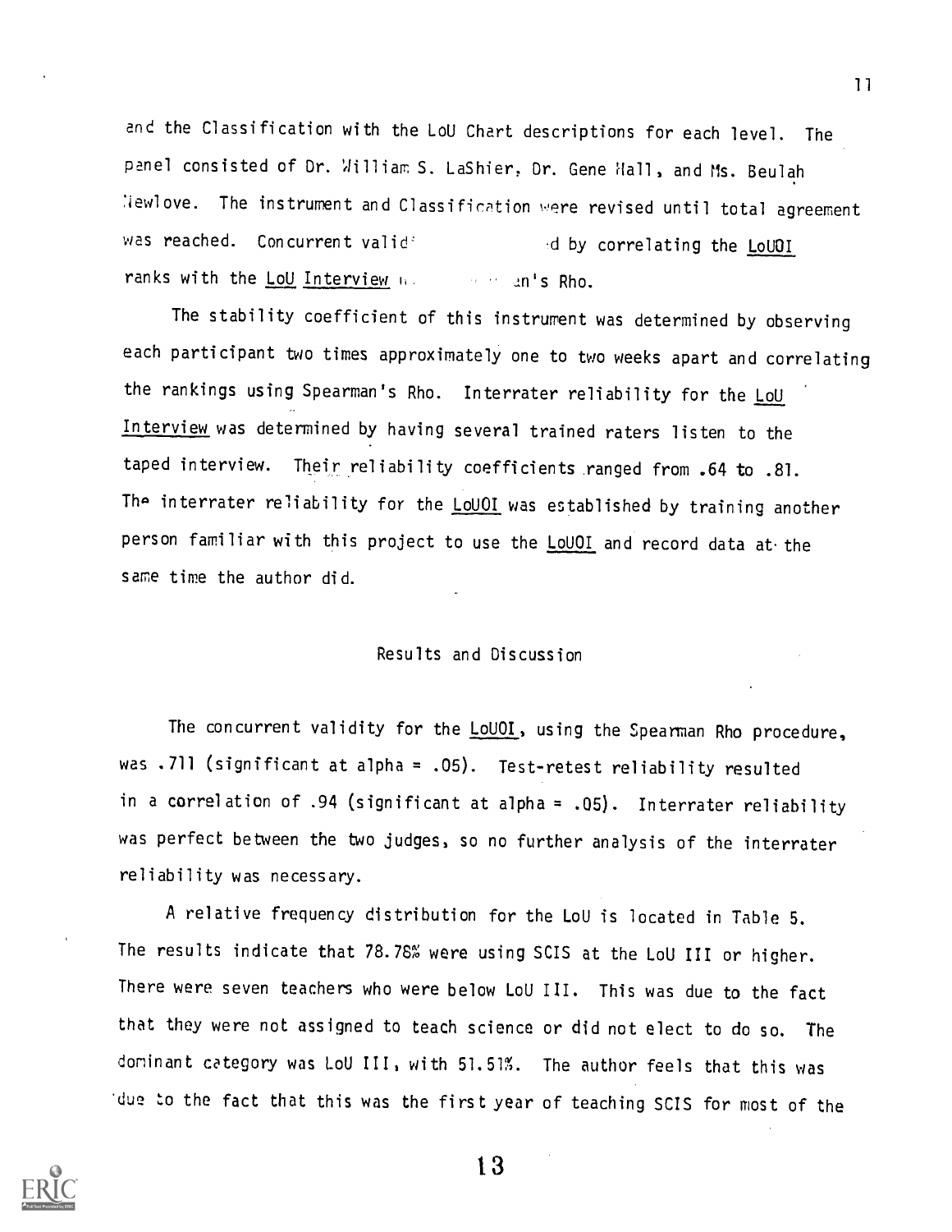and the Classification with the LoU Chart descriptions for each level. The panel consisted of Dr. William S. LaShier, Dr. Gene Hall, and Ms. Beulah Newlove. The instrument and Classification were revised until total agreement was reached. Concurrent valid d by correlating the LoUOI ranks with the LoU Interview u. an's Rho.

The stability coefficient of this instrument was determined by observing each participant two times approximately one to two weeks apart and correlating the rankings using Spearman's Rho. Interrater reliability for the LoU Interview was determined by having several trained raters listen to the taped interview. Their reliability coefficients ranged from .64 to .81. The interrater reliability for the LoUOI was established by training another person familiar with this project to use the LoUOI and record data at the same time the author did.

## Results and Discussion

The concurrent validity for the LoUOI, using the Spearman Rho procedure, was .711 (significant at alpha = .05). Test-retest reliability resulted in a correlation of .94 (significant at alpha = .05). Interrater reliability was perfect between the two judges, so no further analysis of the interrater reliability was necessary.

A relative frequency distribution for the LoU is located in Table 5. The results indicate that 78.78% were using SCIS at the LoU III or higher. There were seven teachers who were below LoU III. This was due to the fact that they were not assigned to teach science or did not elect to do so. The dominant category was LoU III, with 51.51%. The author feels that this was due to the fact that this was the first year of teaching SCIS for most of the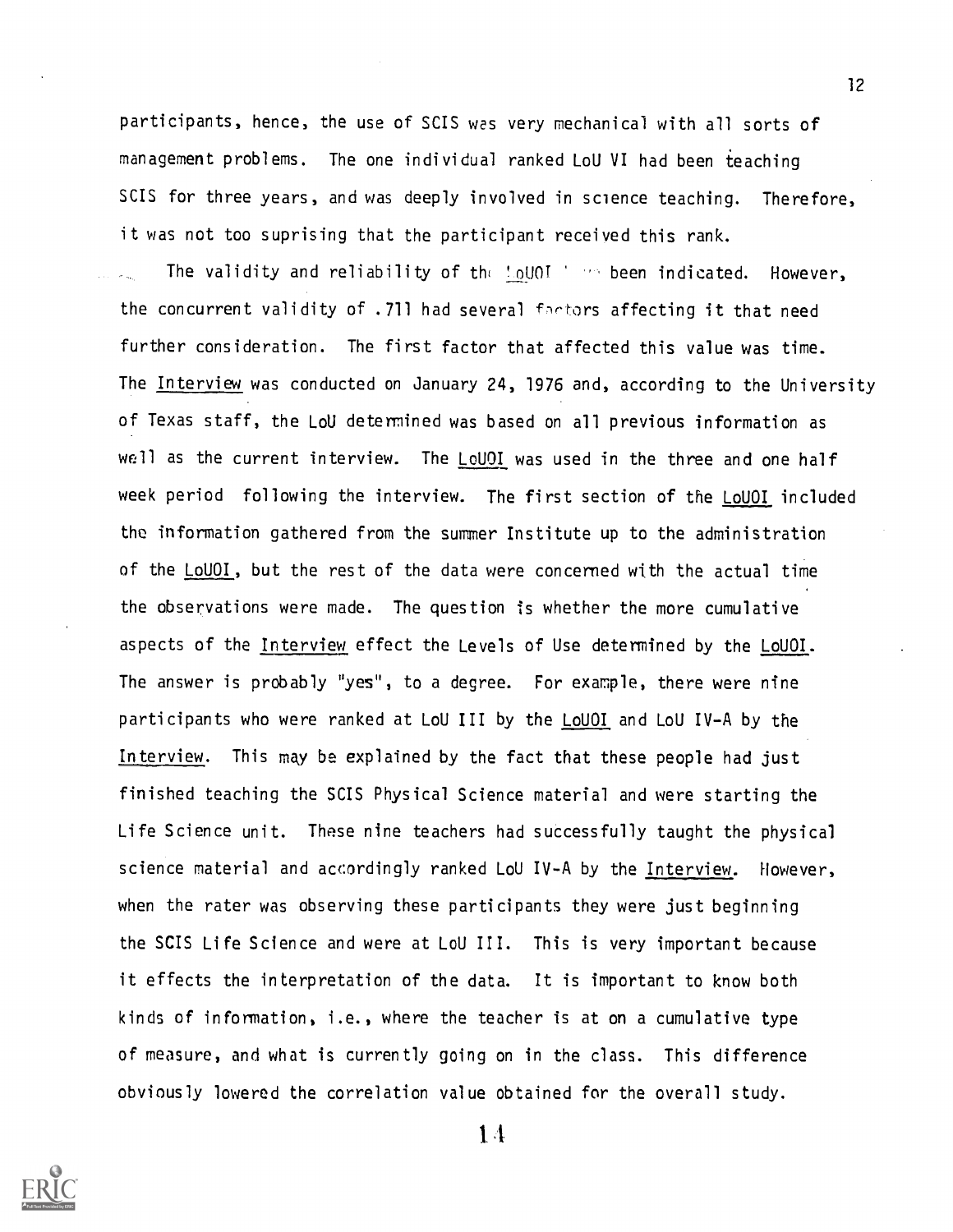participants, hence, the use of SCIS was very mechanical with all sorts of management problems. The one individual ranked LoU VI had been teaching SCIS for three years, and was deeply involved in science teaching. Therefore, it was not too suprising that the participant received this rank.

The validity and reliability of the LoUOI have been indicated. However, the concurrent validity of .711 had several factors affecting it that need further consideration. The first factor that affected this value was time. The Interview was conducted on January 24, 1976 and, according to the University of Texas staff, the LoU determined was based on all previous information as well as the current interview. The LoUOI was used in the three and one half week period following the interview. The first section of the LoUOI included the information gathered from the summer Institute up to the administration of the LoUOI, but the rest of the data were concerned with the actual time the observations were made. The question is whether the more cumulative aspects of the Interview effect the Levels of Use determined by the LoUOI. The answer is probably "yes", to a degree. For example, there were nine participants who were ranked at LoU III by the LoUOI and LoU IV-A by the Interview. This may be explained by the fact that these people had just finished teaching the SCIS Physical Science material and were starting the Life Science unit. These nine teachers had successfully taught the physical science material and accordingly ranked LoU IV-A by the Interview. However, when the rater was observing these participants they were just beginning the SCIS Life Science and were at LoU III. This is very important because it effects the interpretation of the data. It is important to know both kinds of information, i.e., where the teacher is at on a cumulative type of measure, and what is currently going on in the class. This difference obviously lowered the correlation value obtained for the overall study.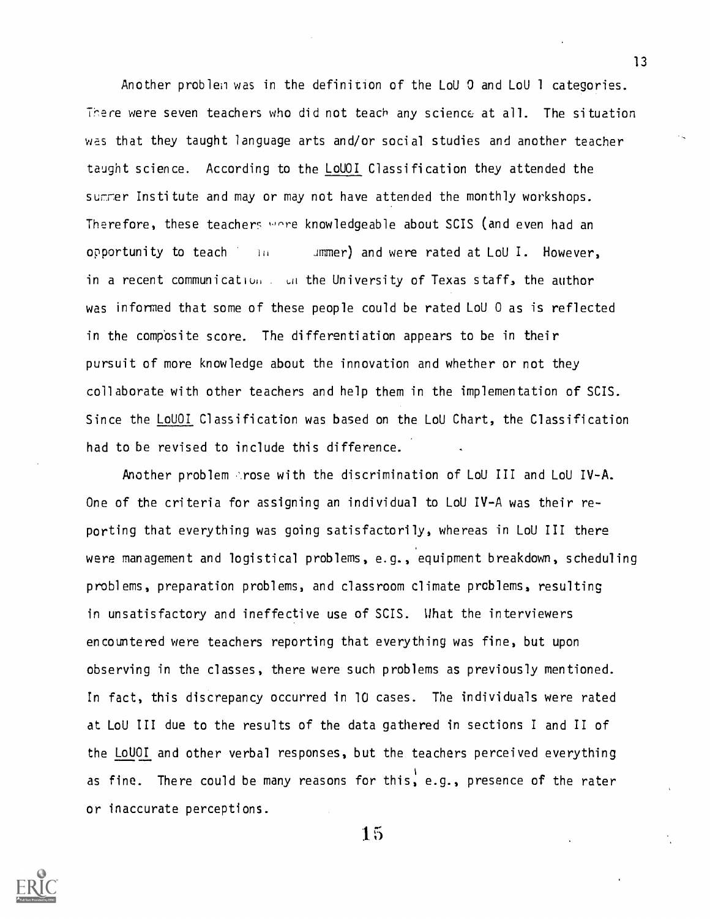Another problem was in the definition of the LoU 0 and LoU 1 categories. There were seven teachers who did not teach any science at all. The situation was that they taught language arts and/or social studies and another teacher taught science. According to the LoUOI Classification they attended the summer Institute and may or may not have attended the monthly workshops. Therefore, these teachers were knowledgeable about SCIS (and even had an opportunity to teach in summer) and were rated at LoU I. However, in a recent communication with the University of Texas staff, the author was informed that some of these people could be rated LoU 0 as is reflected in the composite score. The differentiation appears to be in their pursuit of more knowledge about the innovation and whether or not they collaborate with other teachers and help them in the implementation of SCIS. Since the LoUOI Classification was based on the LoU Chart, the Classification had to be revised to include this difference.

Another problem arose with the discrimination of LoU III and LoU IV-A. One of the criteria for assigning an individual to LoU IV-A was their reporting that everything was going satisfactorily, whereas in LoU III there were management and logistical problems, e.g., equipment breakdown, scheduling problems, preparation problems, and classroom climate problems, resulting in unsatisfactory and ineffective use of SCIS. What the interviewers encountered were teachers reporting that everything was fine, but upon observing in the classes, there were such problems as previously mentioned. In fact, this discrepancy occurred in 10 cases. The individuals were rated at LoU III due to the results of the data gathered in sections I and II of the LoUOI and other verbal responses, but the teachers perceived everything as fine. There could be many reasons for this, e.g., presence of the rater or inaccurate perceptions.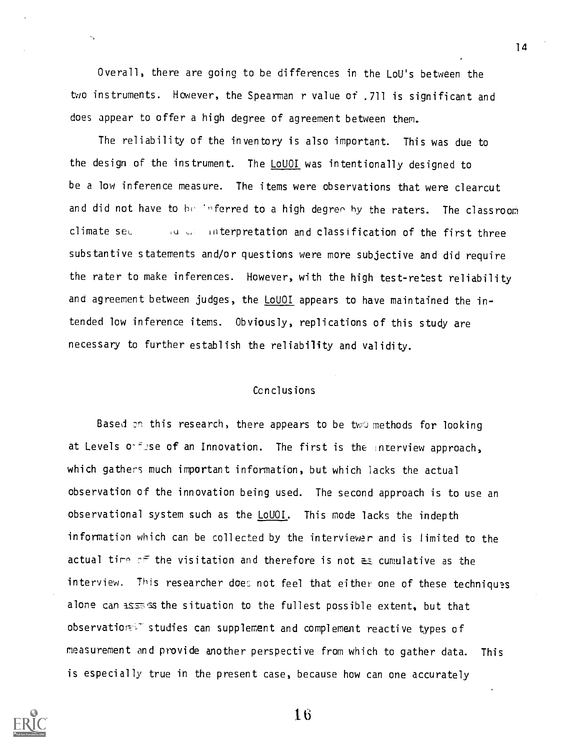Overall, there are going to be differences in the LoU's between the two instruments. However, the Spearman r value of .711 is significant and does appear to offer a high degree of agreement between them.

The reliability of the inventory is also important. This was due to the design of the instrument. The LoUOI was intentionally designed to be a low inference measure. The items were observations that were clearcut and did not have to be inferred to a high degree by the raters. The classroom climate sec  ıu ɑ interpretation and classification of the first three substantive statements and/or questions were more subjective and did require the rater to make inferences. However, with the high test-retest reliability and agreement between judges, the LoUOI appears to have maintained the intended low inference items. Obviously, replications of this study are necessary to further establish the reliability and validity.

## Conclusions

Based on this research, there appears to be two methods for looking at Levels of Use of an Innovation. The first is the interview approach, which gathers much important information, but which lacks the actual observation of the innovation being used. The second approach is to use an observational system such as the LoUOI. This mode lacks the indepth information which can be collected by the interviewer and is limited to the actual time of the visitation and therefore is not as cumulative as the interview. This researcher does not feel that either one of these techniques alone can assess the situation to the fullest possible extent, but that observational studies can supplement and complement reactive types of measurement and provide another perspective from which to gather data. This is especially true in the present case, because how can one accurately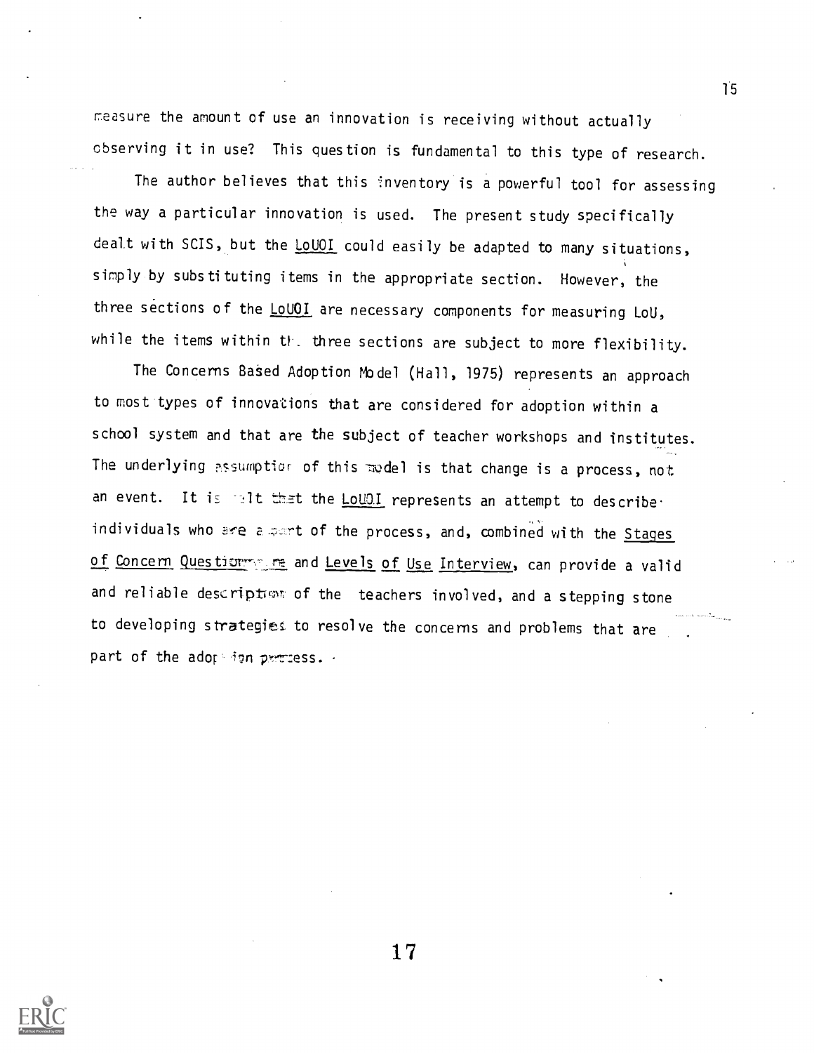measure the amount of use an innovation is receiving without actually observing it in use? This question is fundamental to this type of research.

The author believes that this inventory is a powerful tool for assessing the way a particular innovation is used. The present study specifically dealt with SCIS, but the LoUOI could easily be adapted to many situations, simply by substituting items in the appropriate section. However, the three sections of the LoUOI are necessary components for measuring LoU, while the items within the three sections are subject to more flexibility.

The Concerns Based Adoption Model (Hall, 1975) represents an approach to most types of innovations that are considered for adoption within a school system and that are the subject of teacher workshops and institutes. The underlying assumption of this model is that change is a process, not an event. It is felt that the LoUOI represents an attempt to describe individuals who are a part of the process, and, combined with the Stages of Concern Questionnaire and Levels of Use Interview, can provide a valid and reliable description of the teachers involved, and a stepping stone to developing strategies to resolve the concerns and problems that are part of the adoption process.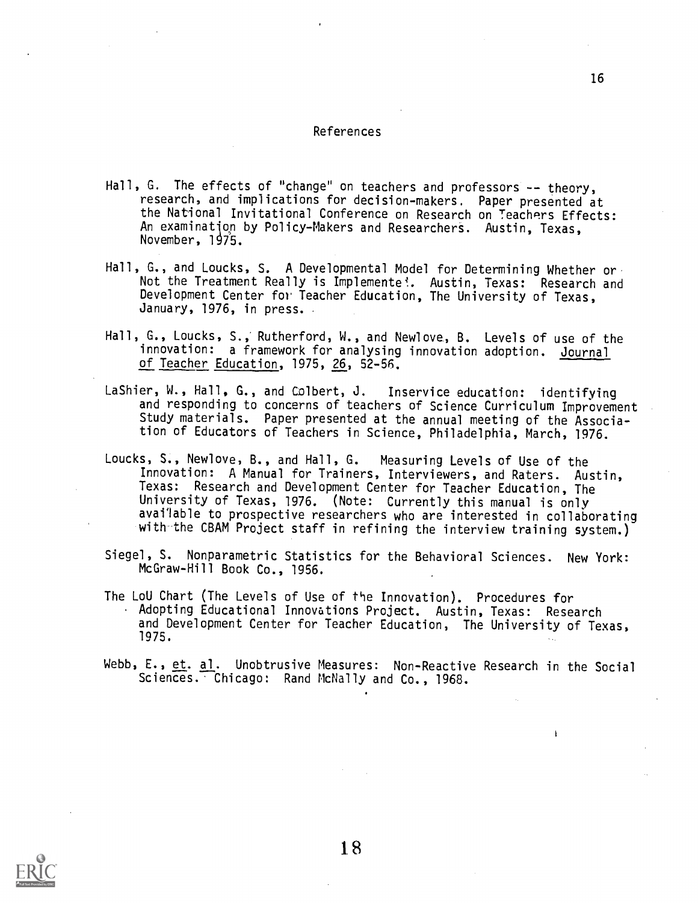# References

Hall, G. The effects of "change" on teachers and professors -- theory, research, and implications for decision-makers. Paper presented at the National Invitational Conference on Research on Teachers Effects: An examination by Policy-Makers and Researchers. Austin, Texas, November, 1975.

Hall, G., and Loucks, S. A Developmental Model for Determining Whether or Not the Treatment Really is Implemented. Austin, Texas: Research and Development Center for Teacher Education, The University of Texas, January, 1976, in press.

Hall, G., Loucks, S., Rutherford, W., and Newlove, B. Levels of use of the innovation: a framework for analysing innovation adoption. Journal of Teacher Education, 1975, 26, 52-56.

LaShier, W., Hall, G., and Colbert, J. Inservice education: identifying and responding to concerns of teachers of Science Curriculum Improvement Study materials. Paper presented at the annual meeting of the Association of Educators of Teachers in Science, Philadelphia, March, 1976.

Loucks, S., Newlove, B., and Hall, G. Measuring Levels of Use of the Innovation: A Manual for Trainers, Interviewers, and Raters. Austin, Texas: Research and Development Center for Teacher Education, The University of Texas, 1976. (Note: Currently this manual is only available to prospective researchers who are interested in collaborating with the CBAM Project staff in refining the interview training system.)

Siegel, S. Nonparametric Statistics for the Behavioral Sciences. New York: McGraw-Hill Book Co., 1956.

The LoU Chart (The Levels of Use of the Innovation). Procedures for Adopting Educational Innovations Project. Austin, Texas: Research and Development Center for Teacher Education, The University of Texas, 1975.

Webb, E., et. al. Unobtrusive Measures: Non-Reactive Research in the Social Sciences. Chicago: Rand McNally and Co., 1968.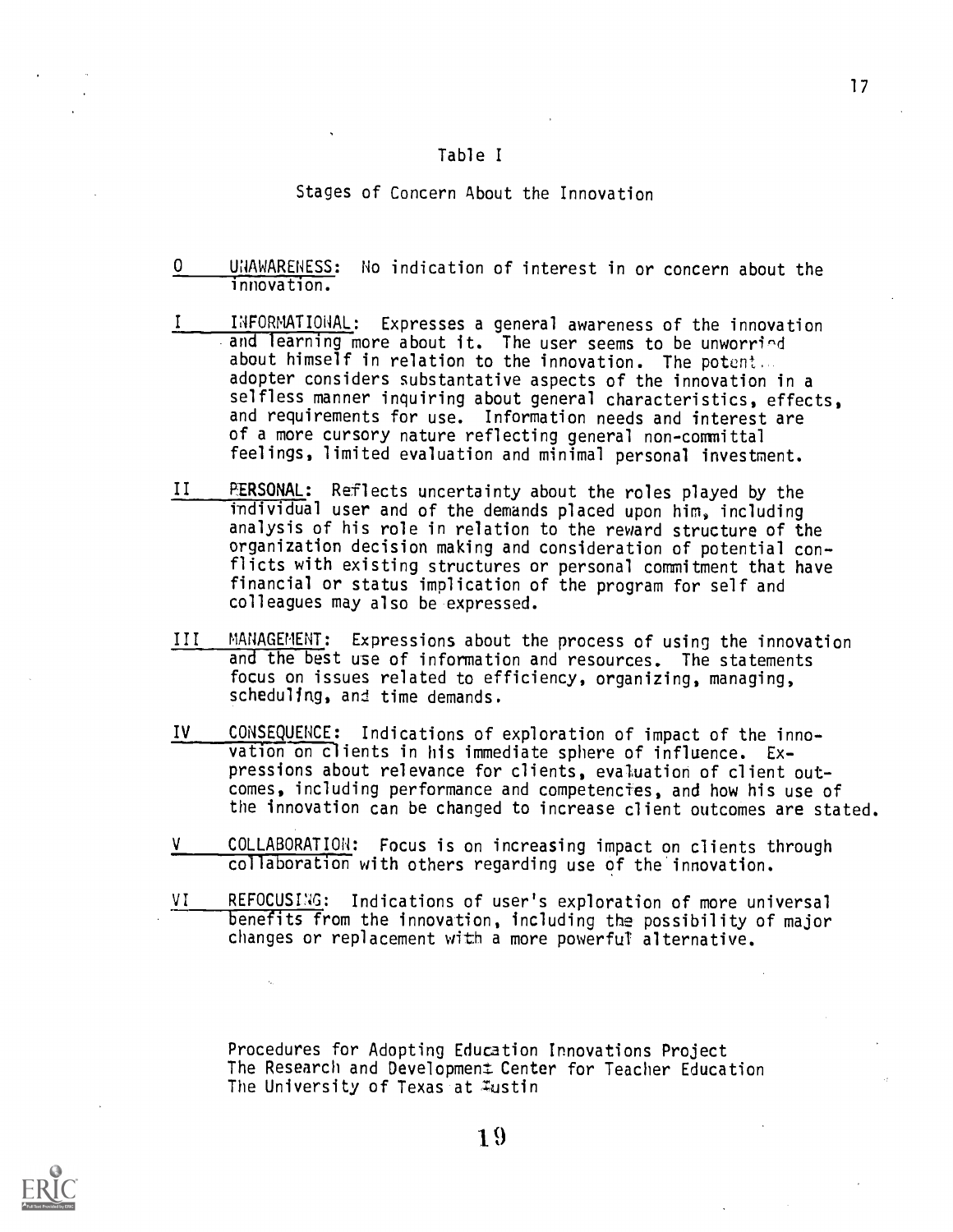## Table I

### Stages of Concern About the Innovation

0 UNAWARENESS: No indication of interest in or concern about the innovation.

I INFORMATIONAL: Expresses a general awareness of the innovation and learning more about it. The user seems to be unworried about himself in relation to the innovation. The potential adopter considers substantative aspects of the innovation in a selfless manner inquiring about general characteristics, effects, and requirements for use. Information needs and interest are of a more cursory nature reflecting general non-committal feelings, limited evaluation and minimal personal investment.

II PERSONAL: Reflects uncertainty about the roles played by the individual user and of the demands placed upon him, including analysis of his role in relation to the reward structure of the organization decision making and consideration of potential conflicts with existing structures or personal commitment that have financial or status implication of the program for self and colleagues may also be expressed.

III MANAGEMENT: Expressions about the process of using the innovation and the best use of information and resources. The statements focus on issues related to efficiency, organizing, managing, scheduling, and time demands.

IV CONSEQUENCE: Indications of exploration of impact of the innovation on clients in his immediate sphere of influence. Expressions about relevance for clients, evaluation of client outcomes, including performance and competencies, and how his use of the innovation can be changed to increase client outcomes are stated.

V COLLABORATION: Focus is on increasing impact on clients through collaboration with others regarding use of the innovation.

VI REFOCUSING: Indications of user's exploration of more universal benefits from the innovation, including the possibility of major changes or replacement with a more powerful alternative.

Procedures for Adopting Education Innovations Project
The Research and Development Center for Teacher Education
The University of Texas at Austin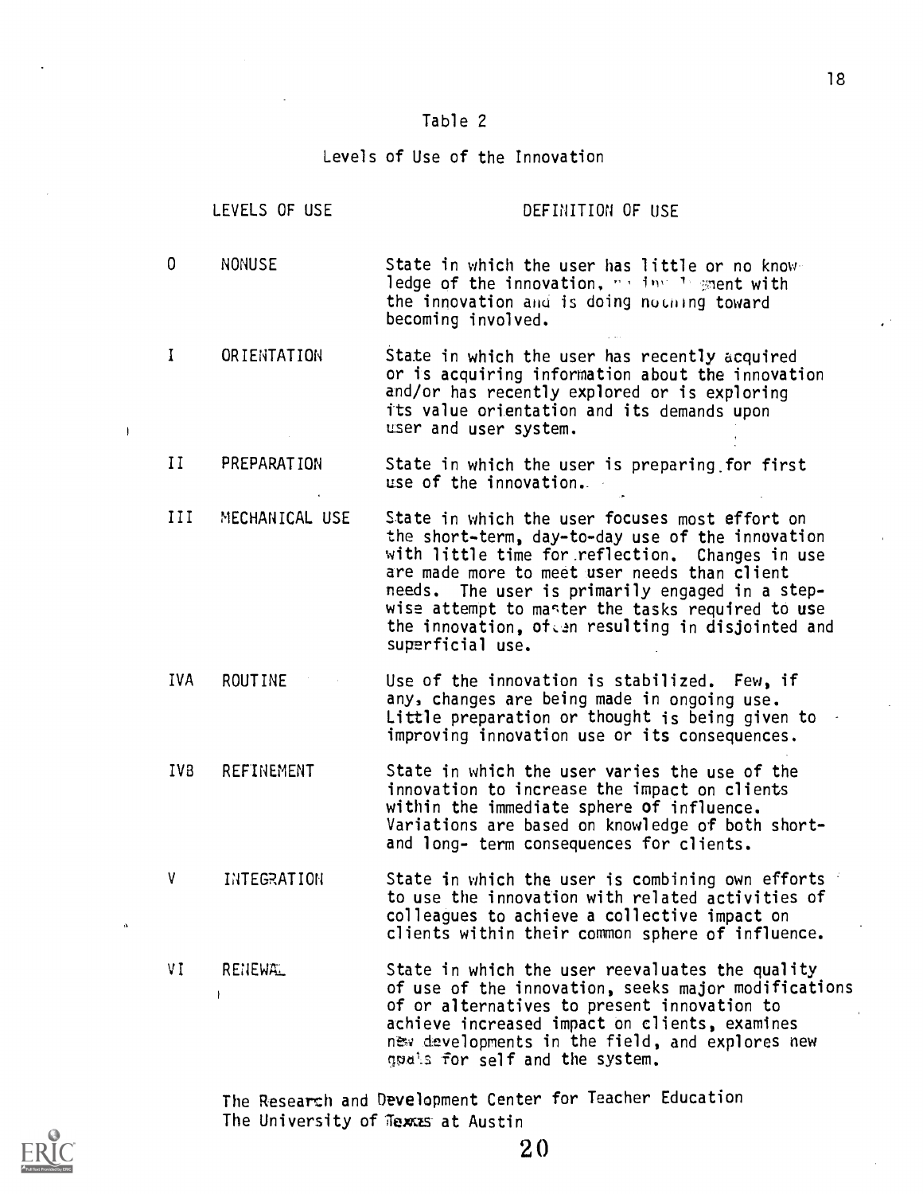# Table 2

## Levels of Use of the Innovation

| | LEVELS OF USE | DEFINITION OF USE |
|---|---|---|
| 0 | NONUSE | State in which the user has little or no knowledge of the innovation, no involvement with the innovation and is doing nothing toward becoming involved. |
| I | ORIENTATION | State in which the user has recently acquired or is acquiring information about the innovation and/or has recently explored or is exploring its value orientation and its demands upon user and user system. |
| II | PREPARATION | State in which the user is preparing for first use of the innovation. |
| III | MECHANICAL USE | State in which the user focuses most effort on the short-term, day-to-day use of the innovation with little time for reflection. Changes in use are made more to meet user needs than client needs. The user is primarily engaged in a stepwise attempt to master the tasks required to use the innovation, often resulting in disjointed and superficial use. |
| IVA | ROUTINE | Use of the innovation is stabilized. Few, if any, changes are being made in ongoing use. Little preparation or thought is being given to improving innovation use or its consequences. |
| IVB | REFINEMENT | State in which the user varies the use of the innovation to increase the impact on clients within the immediate sphere of influence. Variations are based on knowledge of both short- and long- term consequences for clients. |
| V | INTEGRATION | State in which the user is combining own efforts to use the innovation with related activities of colleagues to achieve a collective impact on clients within their common sphere of influence. |
| VI | RENEWAL | State in which the user reevaluates the quality of use of the innovation, seeks major modifications of or alternatives to present innovation to achieve increased impact on clients, examines new developments in the field, and explores new goals for self and the system. |

The Research and Development Center for Teacher Education
The University of Texas at Austin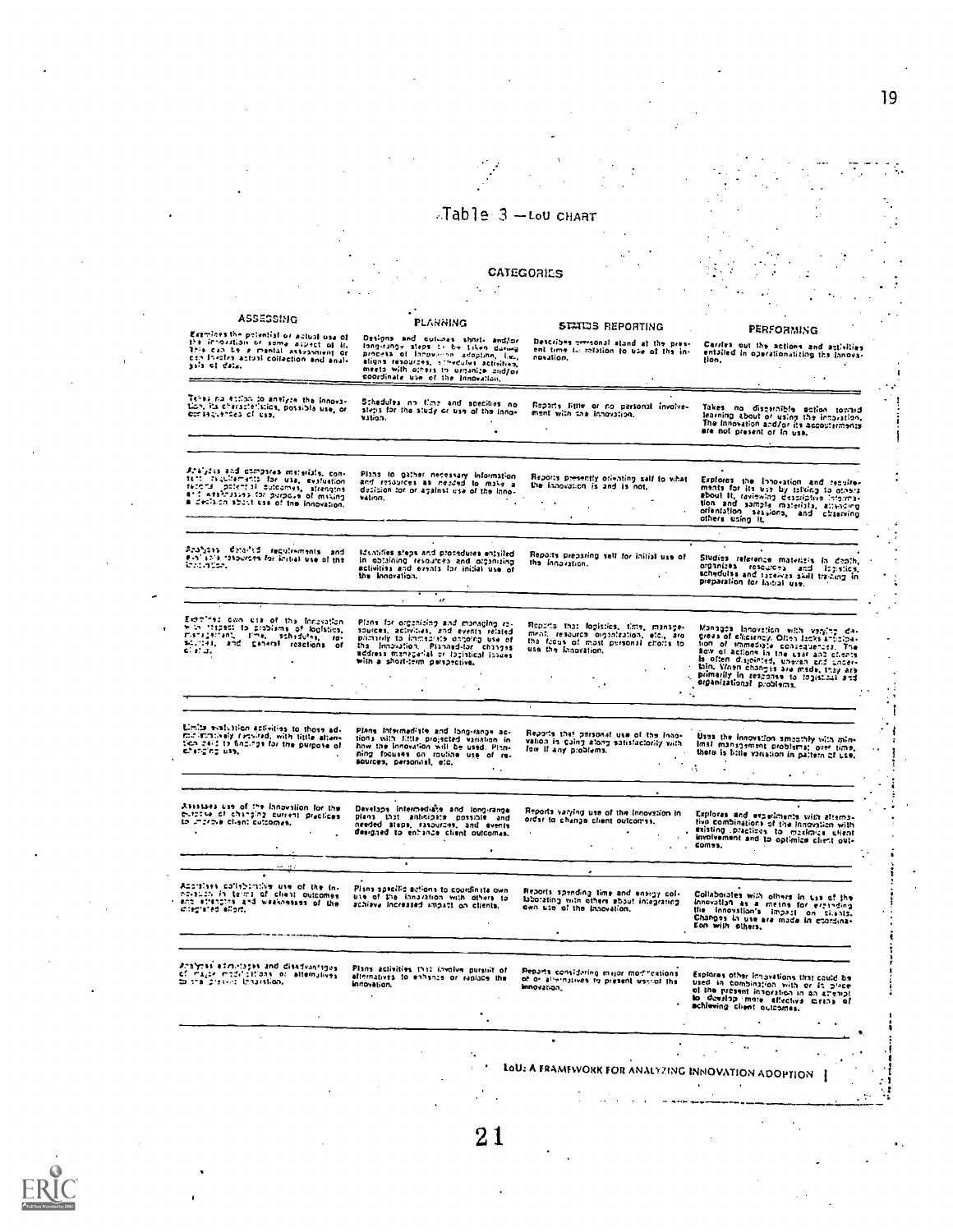## Table 3 — LoU CHART

**CATEGORIES**

| ASSESSING | PLANNING | STATUS REPORTING | PERFORMING |
|---|---|---|---|
| Examines the potential or actual use of the innovation or some aspect of it. This can be a mental assessment or can involve actual collection and analysis of data. | Designs and outlines short- and/or long-range steps to be taken during process of innovation adoption, i.e., aligns resources, schedules activities, meets with others to organize and/or coordinate use of the innovation. | Describes personal stand at the present time in relation to use of the innovation. | Carries out the actions and activities entailed in operationalizing the innovation. |
| Takes no action to analyze the innovation, its characteristics, possible use, or consequences of use. | Schedules no time and specifies no steps for the study or use of the innovation. | Reports little or no personal involvement with the innovation. | Takes no discernible action toward learning about or using the innovation. The innovation and/or its accoutrements are not present or in use. |
| Analyzes and compares materials, content, requirements for use, evaluation reports, potential outcomes, strengths and weaknesses for purpose of making a decision about use of the innovation. | Plans to gather necessary information and resources as needed to make a decision for or against use of the innovation. | Reports presently orienting self to what the innovation is and is not. | Explores the innovation and requirements for its use by talking to others about it, reviewing descriptive information and sample materials, attending orientation sessions, and observing others using it. |
| Analyzes detailed requirements and available resources for initial use of the innovation. | Identifies steps and procedures entailed in obtaining resources and organizing activities and events for initial use of the innovation. | Reports preparing self for initial use of the innovation. | Studies reference materials in depth, organizes resources and logistics, schedules and receives skill training in preparation for initial use. |
| Examines own use of the innovation with respect to problems of logistics, management, time, schedules, resources, and general reactions of clients. | Plans for organizing and managing resources, activities, and events related primarily to immediate ongoing use of the innovation. Planned-for changes address managerial or logistical issues with a short-term perspective. | Reports that logistics, time, management, resource organization, etc., are the focus of most personal efforts to use the innovation. | Manages innovation with varying degrees of efficiency. Often lacks anticipation of immediate consequences. The flow of actions in the user and clients is often disjointed, uneven and uncertain. When changes are made, they are primarily in response to logistical and organizational problems. |
| Limits evaluation activities to those administratively required, with little attention paid to findings for the purpose of changing use. | Plans intermediate and long-range actions with little projected variation in how the innovation will be used. Planning focuses on routine use of resources, personnel, etc. | Reports that personal use of the innovation is going along satisfactorily with few if any problems. | Uses the innovation smoothly with minimal management problems; over time, there is little variation in pattern of use. |
| Assesses use of the innovation for the purpose of changing current practices to improve client outcomes. | Develops intermediate and long-range plans that anticipate possible and needed steps, resources, and events designed to enhance client outcomes. | Reports varying use of the innovation in order to change client outcomes. | Explores and experiments with alternative combinations of the innovation with existing practices to maximize client involvement and to optimize client outcomes. |
| Appraises collaborative use of the innovation in terms of client outcomes and strengths and weaknesses of the integrated effort. | Plans specific actions to coordinate own use of the innovation with others to achieve increased impact on clients. | Reports spending time and energy collaborating with others about integrating own use of the innovation. | Collaborates with others in use of the innovation as a means for expanding the innovation's impact on clients. Changes in use are made in coordination with others. |
| Analyzes advantages and disadvantages of major modifications or alternatives to the present innovation. | Plans activities that involve pursuit of alternatives to enhance or replace the innovation. | Reports considering major modifications of or alternatives to present use of the innovation. | Explores other innovations that could be used in combination with or in place of the present innovation in an attempt to develop more effective means of achieving client outcomes. |

LoU: A FRAMEWORK FOR ANALYZING INNOVATION ADOPTION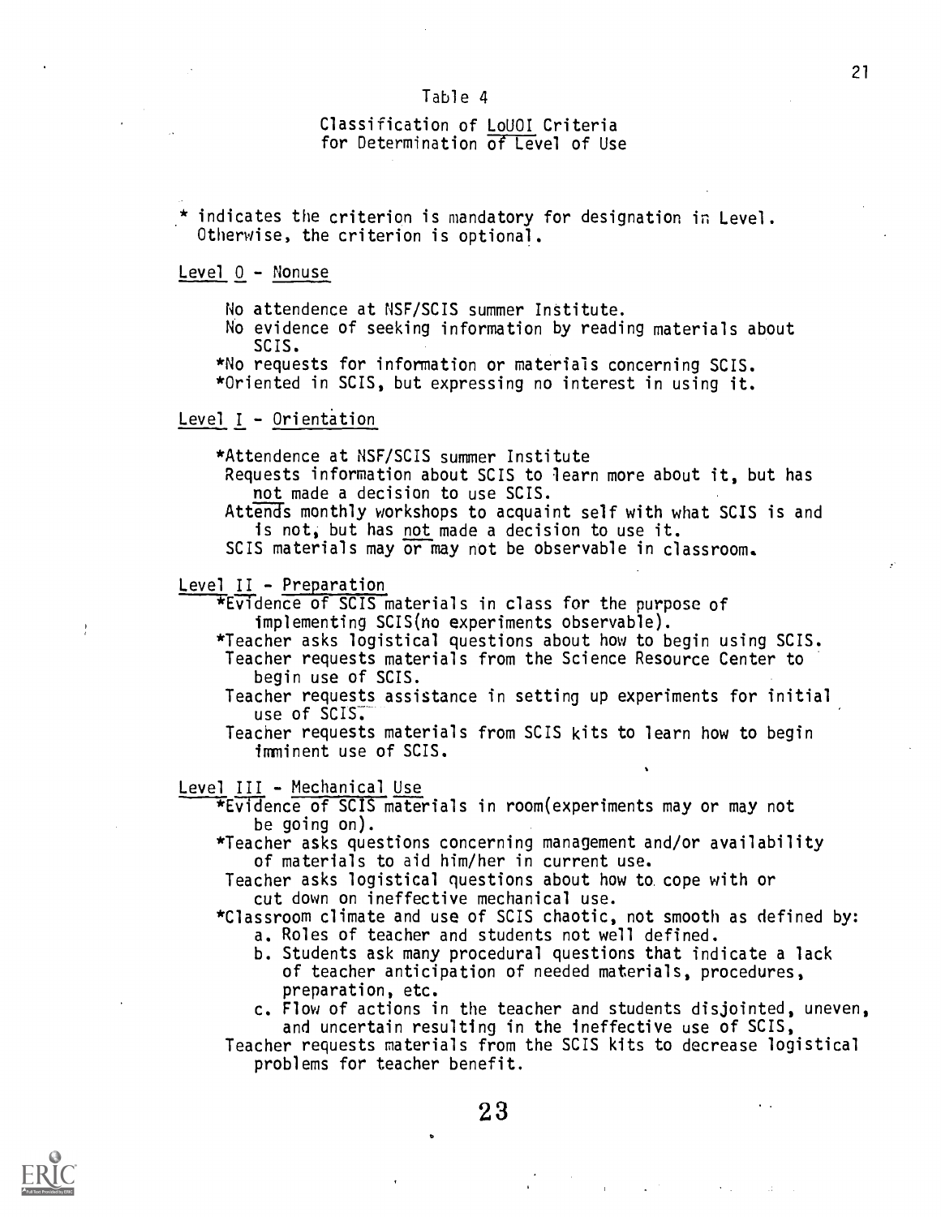Table 4

Classification of LoUOI Criteria for Determination of Level of Use

\* indicates the criterion is mandatory for designation in Level. Otherwise, the criterion is optional.

Level 0 - Nonuse

- No attendence at NSF/SCIS summer Institute.
- No evidence of seeking information by reading materials about SCIS.
- *No requests for information or materials concerning SCIS.
- *Oriented in SCIS, but expressing no interest in using it.

Level I - Orientation

- *Attendence at NSF/SCIS summer Institute
- Requests information about SCIS to learn more about it, but has not made a decision to use SCIS.
- Attends monthly workshops to acquaint self with what SCIS is and is not, but has not made a decision to use it.
- SCIS materials may or may not be observable in classroom.

Level II - Preparation

- *Evidence of SCIS materials in class for the purpose of implementing SCIS(no experiments observable).
- *Teacher asks logistical questions about how to begin using SCIS.
- Teacher requests materials from the Science Resource Center to begin use of SCIS.
- Teacher requests assistance in setting up experiments for initial use of SCIS.
- Teacher requests materials from SCIS kits to learn how to begin imminent use of SCIS.

Level III - Mechanical Use

- *Evidence of SCIS materials in room(experiments may or may not be going on).
- *Teacher asks questions concerning management and/or availability of materials to aid him/her in current use.
- Teacher asks logistical questions about how to cope with or cut down on ineffective mechanical use.
- *Classroom climate and use of SCIS chaotic, not smooth as defined by:
  - a. Roles of teacher and students not well defined.
  - b. Students ask many procedural questions that indicate a lack of teacher anticipation of needed materials, procedures, preparation, etc.
  - c. Flow of actions in the teacher and students disjointed, uneven, and uncertain resulting in the ineffective use of SCIS,
- Teacher requests materials from the SCIS kits to decrease logistical problems for teacher benefit.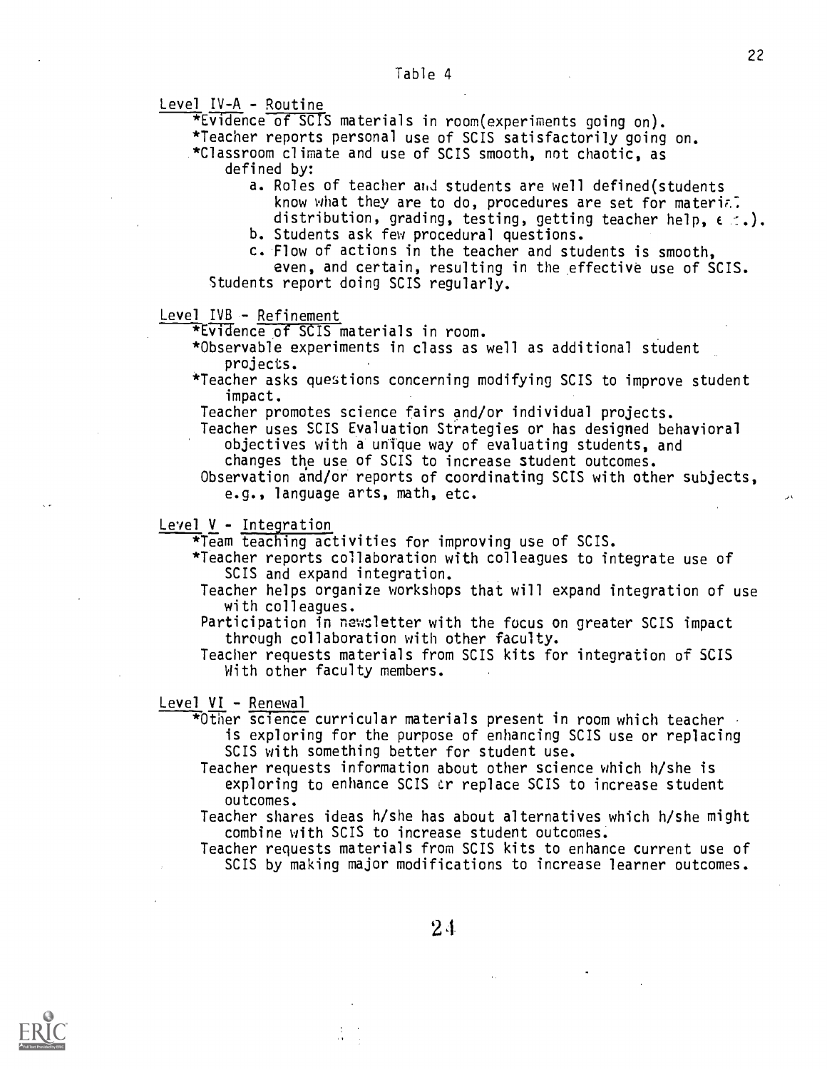Table 4

Level IV-A - Routine

*Evidence of SCIS materials in room(experiments going on).

*Teacher reports personal use of SCIS satisfactorily going on.

*Classroom climate and use of SCIS smooth, not chaotic, as defined by:

a. Roles of teacher and students are well defined(students know what they are to do, procedures are set for material distribution, grading, testing, getting teacher help, etc.).

b. Students ask few procedural questions.

c. Flow of actions in the teacher and students is smooth, even, and certain, resulting in the effective use of SCIS.

Students report doing SCIS regularly.

Level IVB - Refinement

*Evidence of SCIS materials in room.

*Observable experiments in class as well as additional student projects.

*Teacher asks questions concerning modifying SCIS to improve student impact.

Teacher promotes science fairs and/or individual projects.

Teacher uses SCIS Evaluation Strategies or has designed behavioral objectives with a unique way of evaluating students, and changes the use of SCIS to increase student outcomes.

Observation and/or reports of coordinating SCIS with other subjects, e.g., language arts, math, etc.

Level V - Integration

*Team teaching activities for improving use of SCIS.

*Teacher reports collaboration with colleagues to integrate use of SCIS and expand integration.

Teacher helps organize workshops that will expand integration of use with colleagues.

Participation in newsletter with the focus on greater SCIS impact through collaboration with other faculty.

Teacher requests materials from SCIS kits for integration of SCIS With other faculty members.

Level VI - Renewal

*Other science curricular materials present in room which teacher is exploring for the purpose of enhancing SCIS use or replacing SCIS with something better for student use.

Teacher requests information about other science which h/she is exploring to enhance SCIS or replace SCIS to increase student outcomes.

Teacher shares ideas h/she has about alternatives which h/she might combine with SCIS to increase student outcomes.

Teacher requests materials from SCIS kits to enhance current use of SCIS by making major modifications to increase learner outcomes.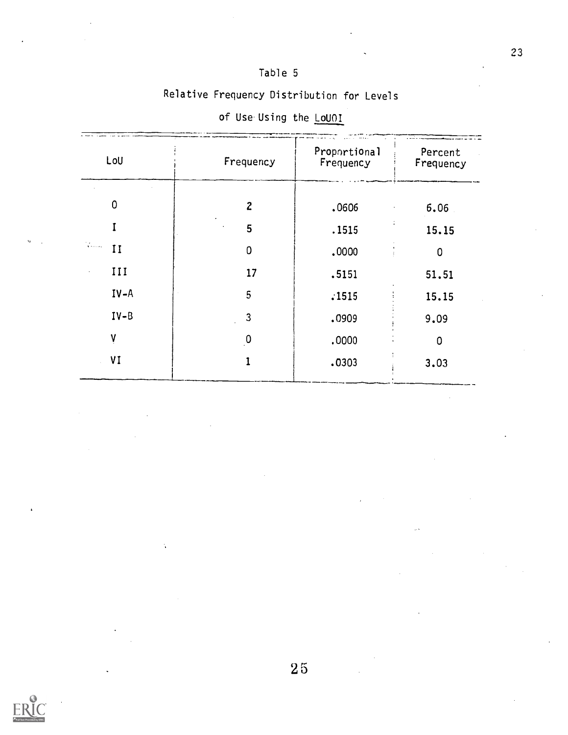Table 5

Relative Frequency Distribution for Levels of Use Using the LoUOI

| LoU | Frequency | Proportional Frequency | Percent Frequency |
|---|---|---|---|
| 0 | 2 | .0606 | 6.06 |
| I | 5 | .1515 | 15.15 |
| II | 0 | .0000 | 0 |
| III | 17 | .5151 | 51.51 |
| IV-A | 5 | .1515 | 15.15 |
| IV-B | 3 | .0909 | 9.09 |
| V | 0 | .0000 | 0 |
| VI | 1 | .0303 | 3.03 |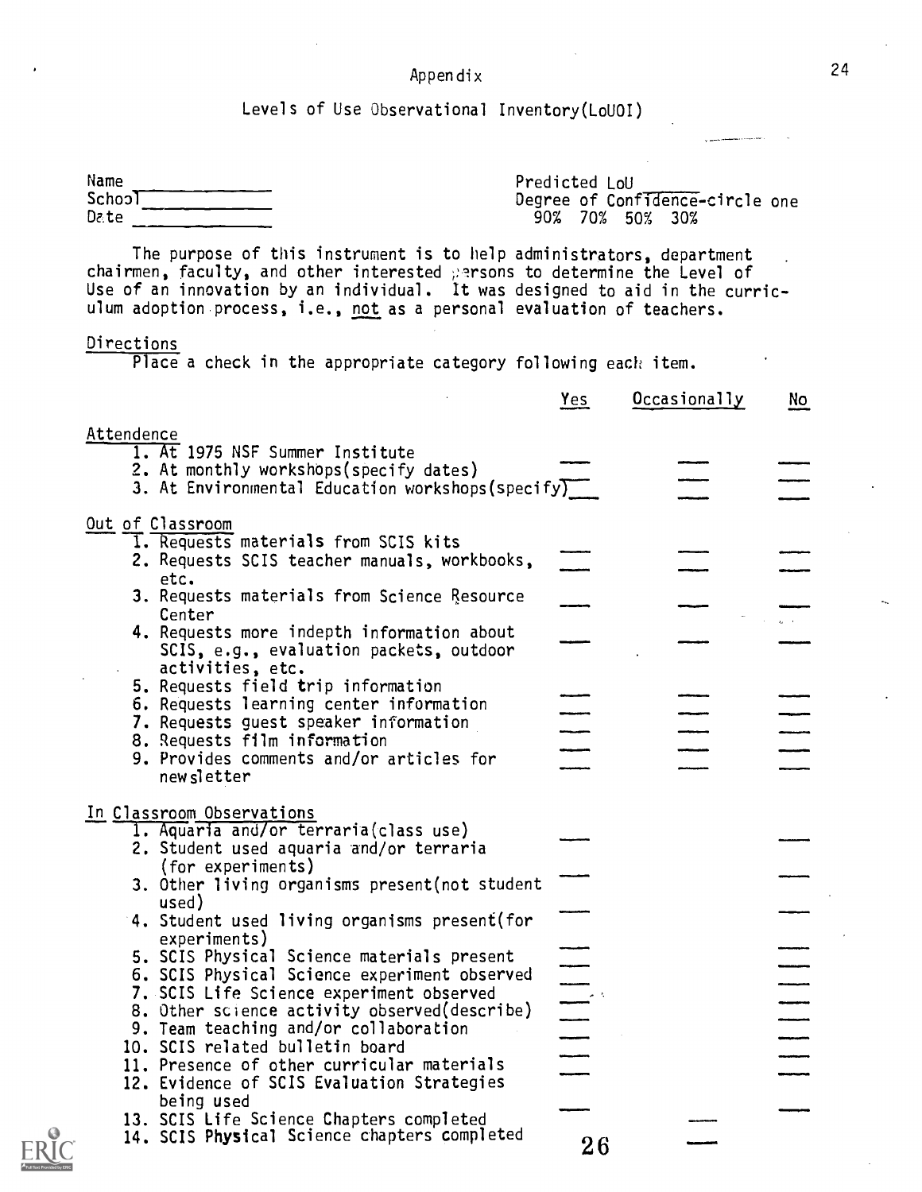Appendix

## Levels of Use Observational Inventory(LoUOI)

Name ______________
School ______________
Date ______________

Predicted LoU ______
Degree of Confidence-circle one
90% 70% 50% 30%

The purpose of this instrument is to help administrators, department chairmen, faculty, and other interested persons to determine the Level of Use of an innovation by an individual. It was designed to aid in the curriculum adoption process, i.e., not as a personal evaluation of teachers.

Directions

Place a check in the appropriate category following each item.

| | Yes | Occasionally | No |
|---|---|---|---|
| **Attendence** | | | |
| 1. At 1975 NSF Summer Institute | ___ | ___ | ___ |
| 2. At monthly workshops(specify dates) | ___ | ___ | ___ |
| 3. At Environmental Education workshops(specify) | ___ | ___ | ___ |
| **Out of Classroom** | | | |
| 1. Requests materials from SCIS kits | ___ | ___ | ___ |
| 2. Requests SCIS teacher manuals, workbooks, etc. | ___ | ___ | ___ |
| 3. Requests materials from Science Resource Center | ___ | ___ | ___ |
| 4. Requests more indepth information about SCIS, e.g., evaluation packets, outdoor activities, etc. | ___ | ___ | ___ |
| 5. Requests field trip information | ___ | ___ | ___ |
| 6. Requests learning center information | ___ | ___ | ___ |
| 7. Requests guest speaker information | ___ | ___ | ___ |
| 8. Requests film information | ___ | ___ | ___ |
| 9. Provides comments and/or articles for newsletter | ___ | ___ | ___ |
| **In Classroom Observations** | | | |
| 1. Aquaria and/or terraria(class use) | ___ | | ___ |
| 2. Student used aquaria and/or terraria (for experiments) | ___ | | ___ |
| 3. Other living organisms present(not student used) | ___ | | ___ |
| 4. Student used living organisms present(for experiments) | ___ | | ___ |
| 5. SCIS Physical Science materials present | ___ | | ___ |
| 6. SCIS Physical Science experiment observed | ___ | | ___ |
| 7. SCIS Life Science experiment observed | ___ | | ___ |
| 8. Other science activity observed(describe) | ___ | | ___ |
| 9. Team teaching and/or collaboration | ___ | | ___ |
| 10. SCIS related bulletin board | ___ | | ___ |
| 11. Presence of other curricular materials | ___ | | ___ |
| 12. Evidence of SCIS Evaluation Strategies being used | ___ | | ___ |
| 13. SCIS Life Science Chapters completed | | ___ | |
| 14. SCIS Physical Science chapters completed | | ___ | |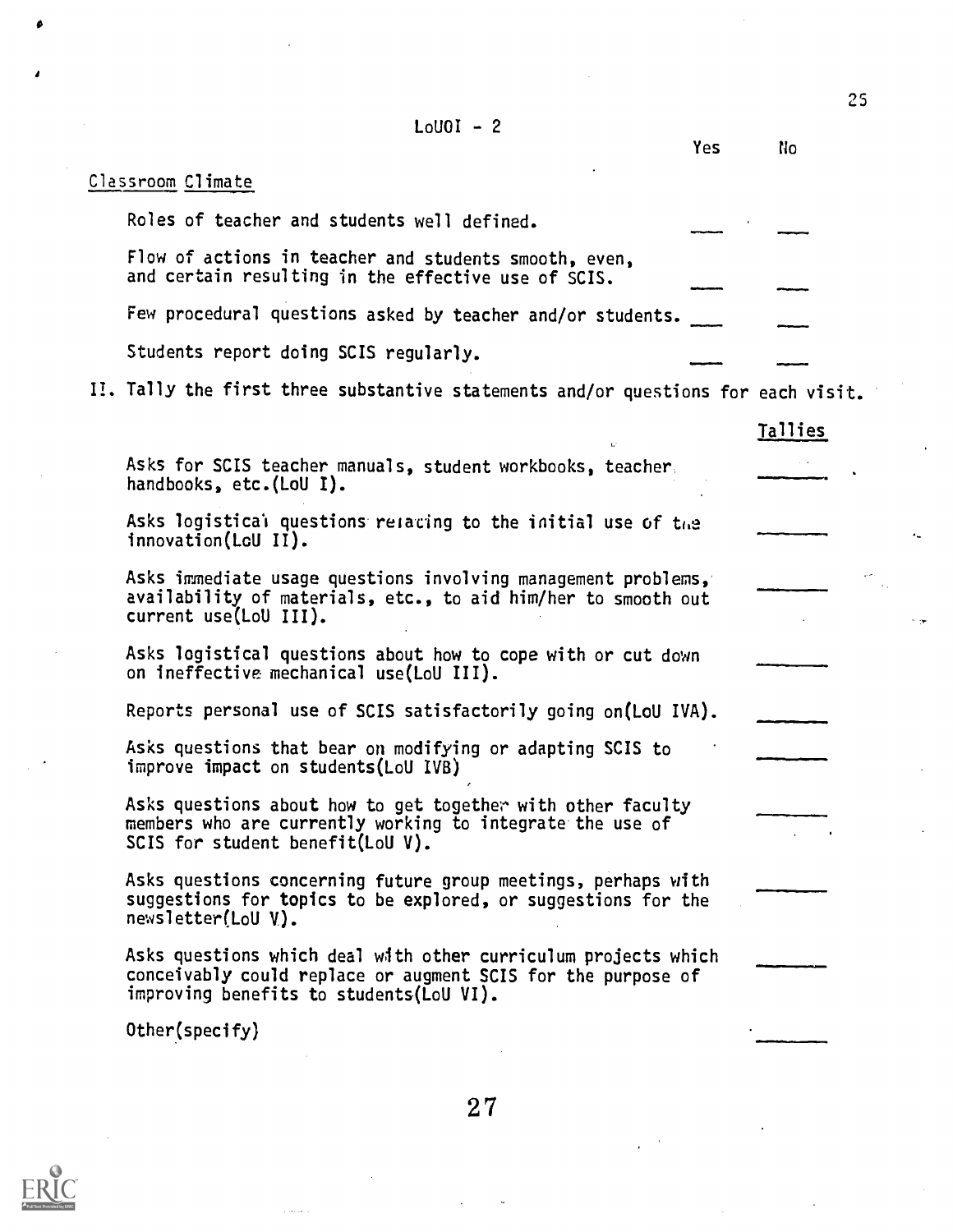LoUOI - 2

| | Yes | No |
|---|---|---|
| **Classroom Climate** | | |
| Roles of teacher and students well defined. | ___ | ___ |
| Flow of actions in teacher and students smooth, even, and certain resulting in the effective use of SCIS. | ___ | ___ |
| Few procedural questions asked by teacher and/or students. | ___ | ___ |
| Students report doing SCIS regularly. | ___ | ___ |

II. Tally the first three substantive statements and/or questions for each visit.

| | Tallies |
|---|---|
| Asks for SCIS teacher manuals, student workbooks, teacher handbooks, etc.(LoU I). | ___ |
| Asks logistical questions relating to the initial use of the innovation(LoU II). | ___ |
| Asks immediate usage questions involving management problems, availability of materials, etc., to aid him/her to smooth out current use(LoU III). | ___ |
| Asks logistical questions about how to cope with or cut down on ineffective mechanical use(LoU III). | ___ |
| Reports personal use of SCIS satisfactorily going on(LoU IVA). | ___ |
| Asks questions that bear on modifying or adapting SCIS to improve impact on students(LoU IVB) | ___ |
| Asks questions about how to get together with other faculty members who are currently working to integrate the use of SCIS for student benefit(LoU V). | ___ |
| Asks questions concerning future group meetings, perhaps with suggestions for topics to be explored, or suggestions for the newsletter(LoU V). | ___ |
| Asks questions which deal with other curriculum projects which conceivably could replace or augment SCIS for the purpose of improving benefits to students(LoU VI). | ___ |
| Other(specify) | ___ |